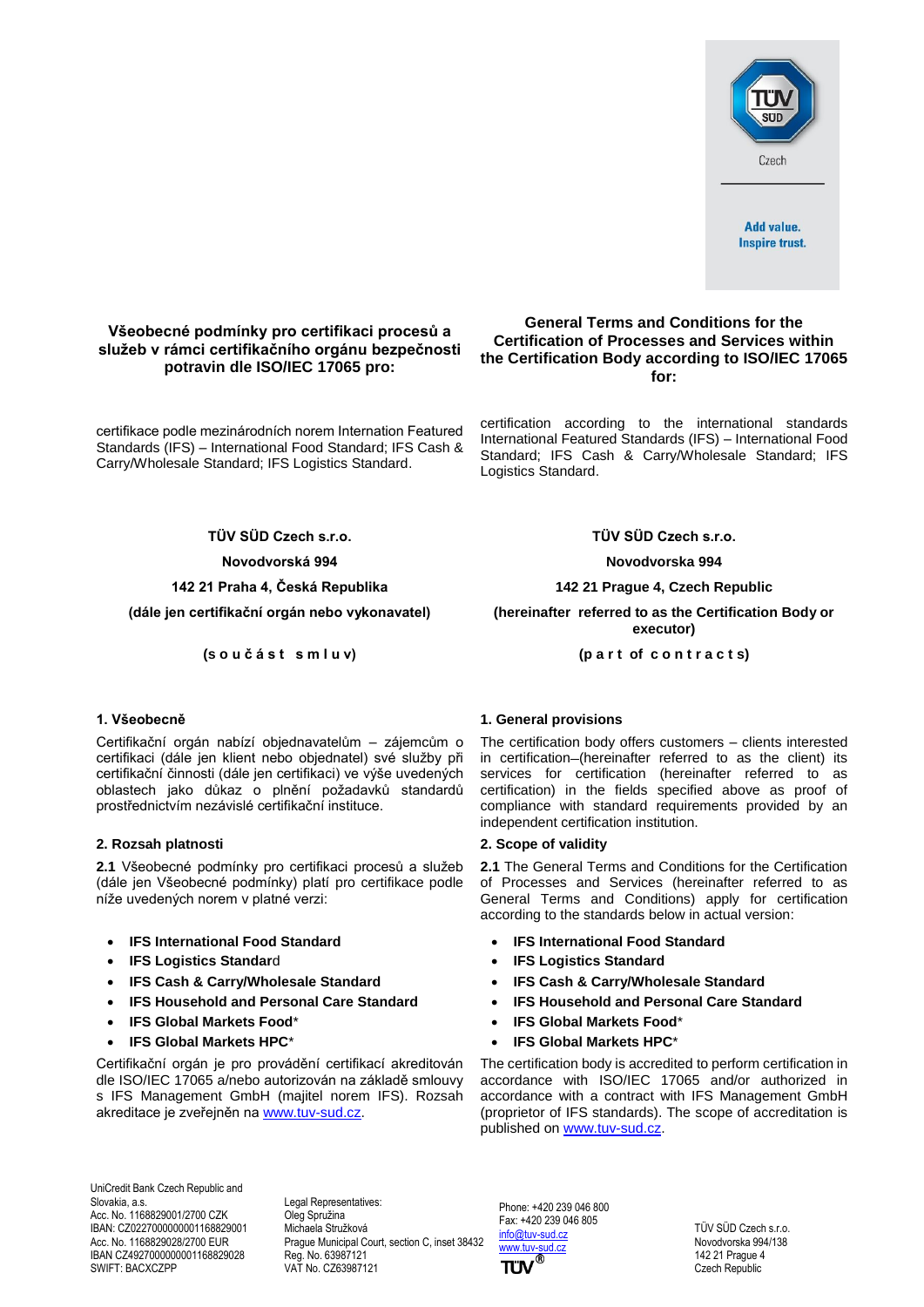Czech

Add value.
Inspire trust.

**Všeobecné podmínky pro certifikaci procesů a služeb v rámci certifikačního orgánu bezpečnosti potravin dle ISO/IEC 17065 pro:**

certifikace podle mezinárodních norem International Featured Standards (IFS) – International Food Standard; IFS Cash & Carry/Wholesale Standard; IFS Logistics Standard.

**TÜV SÜD Czech s.r.o.**

**Novodvorská 994**

**142 21 Praha 4, Česká Republika**

**(dále jen certifikační orgán nebo vykonavatel)**

**(s o u č á s t s m l u v)**

**General Terms and Conditions for the Certification of Processes and Services within the Certification Body according to ISO/IEC 17065 for:**

certification according to the international standards International Featured Standards (IFS) – International Food Standard; IFS Cash & Carry/Wholesale Standard; IFS Logistics Standard.

**TÜV SÜD Czech s.r.o.**

**Novodvorska 994**

**142 21 Prague 4, Czech Republic**

**(hereinafter referred to as the Certification Body or executor)**

**(p a r t of c o n t r a c t s)**

### 1. Všeobecně

Certifikační orgán nabízí objednavatelům – zájemcům o certifikaci (dále jen klient nebo objednatel) své služby při certifikační činnosti (dále jen certifikaci) ve výše uvedených oblastech jako důkaz o plnění požadavků standardů prostřednictvím nezávislé certifikační instituce.

### 2. Rozsah platnosti

**2.1** Všeobecné podmínky pro certifikaci procesů a služeb (dále jen Všeobecné podmínky) platí pro certifikace podle níže uvedených norem v platné verzi:

- **IFS International Food Standard**
- **IFS Logistics Standar**d
- **IFS Cash & Carry/Wholesale Standard**
- **IFS Household and Personal Care Standard**
- **IFS Global Markets Food***
- **IFS Global Markets HPC***

Certifikační orgán je pro provádění certifikací akreditován dle ISO/IEC 17065 a/nebo autorizován na základě smlouvy s IFS Management GmbH (majitel norem IFS). Rozsah akreditace je zveřejněn na www.tuv-sud.cz.

### 1. General provisions

The certification body offers customers – clients interested in certification–(hereinafter referred to as the client) its services for certification (hereinafter referred to as certification) in the fields specified above as proof of compliance with standard requirements provided by an independent certification institution.

### 2. Scope of validity

**2.1** The General Terms and Conditions for the Certification of Processes and Services (hereinafter referred to as General Terms and Conditions) apply for certification according to the standards below in actual version:

- **IFS International Food Standard**
- **IFS Logistics Standard**
- **IFS Cash & Carry/Wholesale Standard**
- **IFS Household and Personal Care Standard**
- **IFS Global Markets Food***
- **IFS Global Markets HPC***

The certification body is accredited to perform certification in accordance with ISO/IEC 17065 and/or authorized in accordance with a contract with IFS Management GmbH (proprietor of IFS standards). The scope of accreditation is published on www.tuv-sud.cz.

UniCredit Bank Czech Republic and Slovakia, a.s.
Acc. No. 1168829001/2700 CZK
IBAN: CZ0227000000001168829001
Acc. No. 1168829028/2700 EUR
IBAN CZ4927000000001168829028
SWIFT: BACXCZPP

Legal Representatives:
Oleg Spružina
Michaela Stružková
Prague Municipal Court, section C, inset 38432
Reg. No. 63987121
VAT No. CZ63987121

Phone: +420 239 046 800
Fax: +420 239 046 805
info@tuv-sud.cz
www.tuv-sud.cz

TÜV SÜD Czech s.r.o.
Novodvorska 994/138
142 21 Prague 4
Czech Republic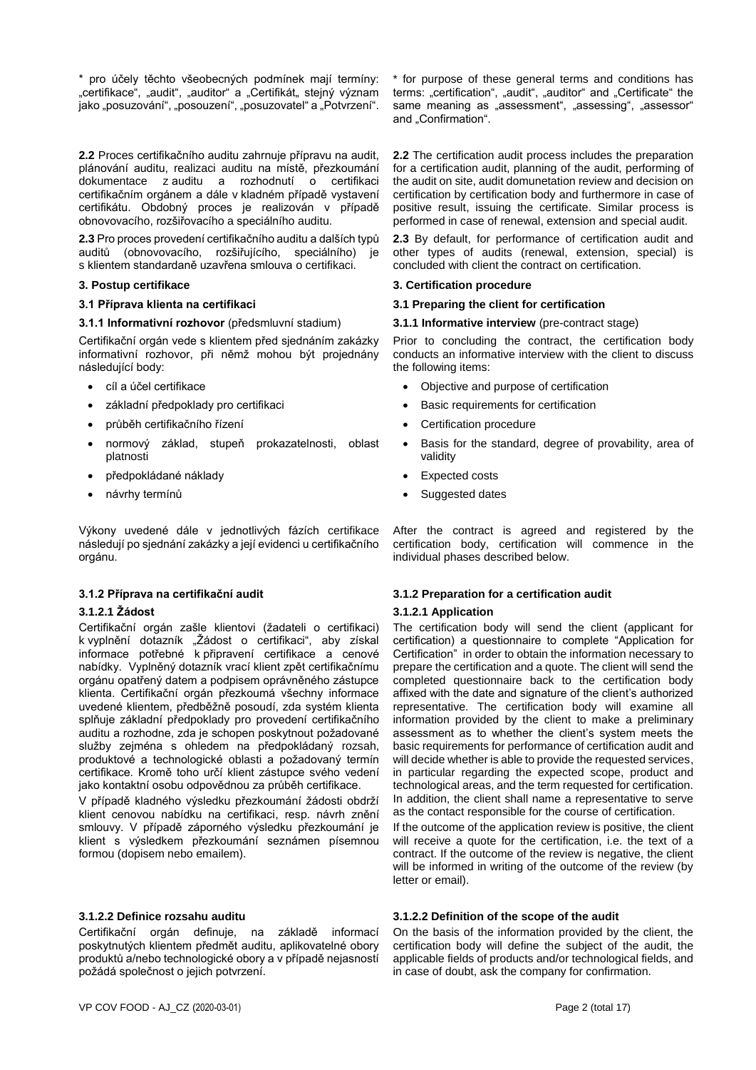* pro účely těchto všeobecných podmínek mají termíny: „certifikace", „audit", „auditor" a „Certifikát„ stejný význam jako „posuzování", „posouzení", „posuzovatel" a „Potvrzení".

* for purpose of these general terms and conditions has terms: „certification", „audit", „auditor" and „Certificate" the same meaning as „assessment", „assessing", „assessor" and „Confirmation".

**2.2** Proces certifikačního auditu zahrnuje přípravu na audit, plánování auditu, realizaci auditu na místě, přezkoumání dokumentace z auditu a rozhodnutí o certifikaci certifikačním orgánem a dále v kladném případě vystavení certifikátu. Obdobný proces je realizován v případě obnovovacího, rozšiřovacího a speciálního auditu.

**2.2** The certification audit process includes the preparation for a certification audit, planning of the audit, performing of the audit on site, audit domunetation review and decision on certification by certification body and furthermore in case of positive result, issuing the certificate. Similar process is performed in case of renewal, extension and special audit.

**2.3** Pro proces provedení certifikačního auditu a dalších typů auditů (obnovovacího, rozšiřujícího, speciálního) je s klientem standardaně uzavřena smlouva o certifikaci.

**2.3** By default, for performance of certification audit and other types of audits (renewal, extension, special) is concluded with client the contract on certification.

## 3. Postup certifikace

## 3. Certification procedure

### 3.1 Příprava klienta na certifikaci

### 3.1 Preparing the client for certification

**3.1.1 Informativní rozhovor** (předsmluvní stadium)

**3.1.1 Informative interview** (pre-contract stage)

Certifikační orgán vede s klientem před sjednáním zakázky informativní rozhovor, při němž mohou být projednány následující body:

- cíl a účel certifikace
- základní předpoklady pro certifikaci
- průběh certifikačního řízení
- normový základ, stupeň prokazatelnosti, oblast platnosti
- předpokládané náklady
- návrhy termínů

Prior to concluding the contract, the certification body conducts an informative interview with the client to discuss the following items:

- Objective and purpose of certification
- Basic requirements for certification
- Certification procedure
- Basis for the standard, degree of provability, area of validity
- Expected costs
- Suggested dates

Výkony uvedené dále v jednotlivých fázích certifikace následují po sjednání zakázky a její evidenci u certifikačního orgánu.

After the contract is agreed and registered by the certification body, certification will commence in the individual phases described below.

**3.1.2 Příprava na certifikační audit**

**3.1.2 Preparation for a certification audit**

**3.1.2.1 Žádost**

**3.1.2.1 Application**

Certifikační orgán zašle klientovi (žadateli o certifikaci) k vyplnění dotazník „Žádost o certifikaci", aby získal informace potřebné k připravení certifikace a cenové nabídky. Vyplněný dotazník vrací klient zpět certifikačnímu orgánu opatřený datem a podpisem oprávněného zástupce klienta. Certifikační orgán přezkoumá všechny informace uvedené klientem, předběžně posoudí, zda systém klienta splňuje základní předpoklady pro provedení certifikačního auditu a rozhodne, zda je schopen poskytnout požadované služby zejména s ohledem na předpokládaný rozsah, produktové a technologické oblasti a požadovaný termín certifikace. Kromě toho určí klient zástupce svého vedení jako kontaktní osobu odpovědnou za průběh certifikace.

V případě kladného výsledku přezkoumání žádosti obdrží klient cenovou nabídku na certifikaci, resp. návrh znění smlouvy. V případě záporného výsledku přezkoumání je klient s výsledkem přezkoumání seznámen písemnou formou (dopisem nebo emailem).

The certification body will send the client (applicant for certification) a questionnaire to complete "Application for Certification" in order to obtain the information necessary to prepare the certification and a quote. The client will send the completed questionnaire back to the certification body affixed with the date and signature of the client's authorized representative. The certification body will examine all information provided by the client to make a preliminary assessment as to whether the client's system meets the basic requirements for performance of certification audit and will decide whether is able to provide the requested services, in particular regarding the expected scope, product and technological areas, and the term requested for certification. In addition, the client shall name a representative to serve as the contact responsible for the course of certification.

If the outcome of the application review is positive, the client will receive a quote for the certification, i.e. the text of a contract. If the outcome of the review is negative, the client will be informed in writing of the outcome of the review (by letter or email).

**3.1.2.2 Definice rozsahu auditu**

**3.1.2.2 Definition of the scope of the audit**

Certifikační orgán definuje, na základě informací poskytnutých klientem předmět auditu, aplikovatelné obory produktů a/nebo technologické obory a v případě nejasností požádá společnost o jejich potvrzení.

On the basis of the information provided by the client, the certification body will define the subject of the audit, the applicable fields of products and/or technological fields, and in case of doubt, ask the company for confirmation.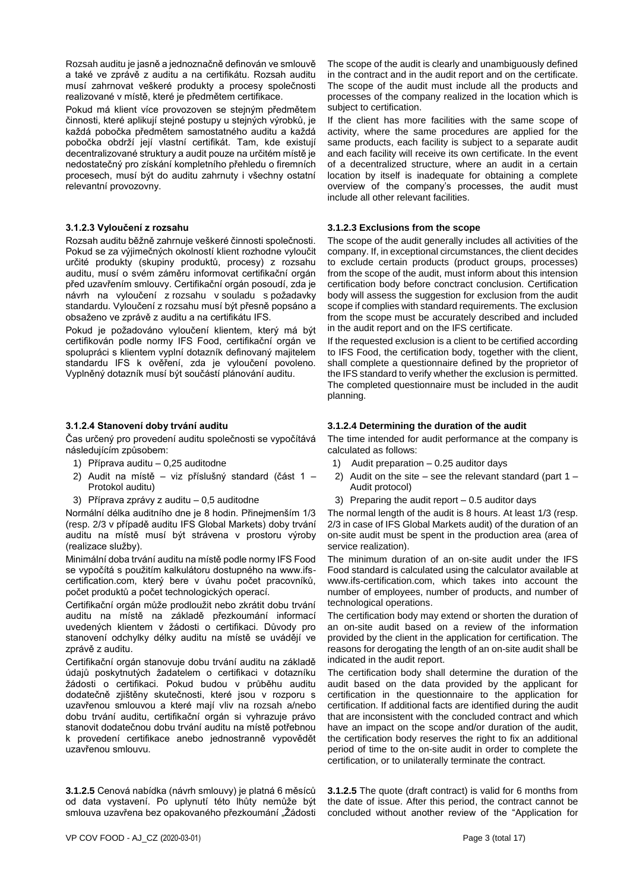Rozsah auditu je jasně a jednoznačně definován ve smlouvě a také ve zprávě z auditu a na certifikátu. Rozsah auditu musí zahrnovat veškeré produkty a procesy společnosti realizované v místě, které je předmětem certifikace.

Pokud má klient více provozoven se stejným předmětem činnosti, které aplikují stejné postupy u stejných výrobků, je každá pobočka předmětem samostatného auditu a každá pobočka obdrží její vlastní certifikát. Tam, kde existují decentralizované struktury a audit pouze na určitém místě je nedostatečný pro získání kompletního přehledu o firemních procesech, musí být do auditu zahrnuty i všechny ostatní relevantní provozovny.

### 3.1.2.3 Vyloučení z rozsahu

Rozsah auditu běžně zahrnuje veškeré činnosti společnosti. Pokud se za výjimečných okolností klient rozhodne vyloučit určité produkty (skupiny produktů, procesy) z rozsahu auditu, musí o svém záměru informovat certifikační orgán před uzavřením smlouvy. Certifikační orgán posoudí, zda je návrh na vyloučení z rozsahu v souladu s požadavky standardu. Vyloučení z rozsahu musí být přesně popsáno a obsaženo ve zprávě z auditu a na certifikátu IFS.

Pokud je požadováno vyloučení klientem, který má být certifikován podle normy IFS Food, certifikační orgán ve spolupráci s klientem vyplní dotazník definovaný majitelem standardu IFS k ověření, zda je vyloučení povoleno. Vyplněný dotazník musí být součástí plánování auditu.

### 3.1.2.4 Stanovení doby trvání auditu

Čas určený pro provedení auditu společnosti se vypočítává následujícím způsobem:

1) Příprava auditu – 0,25 auditodne
2) Audit na místě – viz příslušný standard (část 1 – Protokol auditu)
3) Příprava zprávy z auditu – 0,5 auditodne

Normální délka auditního dne je 8 hodin. Přinejmenším 1/3 (resp. 2/3 v případě auditu IFS Global Markets) doby trvání auditu na místě musí být strávena v prostoru výroby (realizace služby).

Minimální doba trvání auditu na místě podle normy IFS Food se vypočítá s použitím kalkulátoru dostupného na www.ifs-certification.com, který bere v úvahu počet pracovníků, počet produktů a počet technologických operací.

Certifikační orgán může prodloužit nebo zkrátit dobu trvání auditu na místě na základě přezkoumání informací uvedených klientem v žádosti o certifikaci. Důvody pro stanovení odchylky délky auditu na místě se uvádějí ve zprávě z auditu.

Certifikační orgán stanovuje dobu trvání auditu na základě údajů poskytnutých žadatelem o certifikaci v dotazníku žádosti o certifikaci. Pokud budou v průběhu auditu dodatečně zjištěny skutečnosti, které jsou v rozporu s uzavřenou smlouvou a které mají vliv na rozsah a/nebo dobu trvání auditu, certifikační orgán si vyhrazuje právo stanovit dodatečnou dobu trvání auditu na místě potřebnou k provedení certifikace anebo jednostranně vypovědět uzavřenou smlouvu.

**3.1.2.5** Cenová nabídka (návrh smlouvy) je platná 6 měsíců od data vystavení. Po uplynutí této lhůty nemůže být smlouva uzavřena bez opakovaného přezkoumání „Žádosti

The scope of the audit is clearly and unambiguously defined in the contract and in the audit report and on the certificate. The scope of the audit must include all the products and processes of the company realized in the location which is subject to certification.

If the client has more facilities with the same scope of activity, where the same procedures are applied for the same products, each facility is subject to a separate audit and each facility will receive its own certificate. In the event of a decentralized structure, where an audit in a certain location by itself is inadequate for obtaining a complete overview of the company's processes, the audit must include all other relevant facilities.

### 3.1.2.3 Exclusions from the scope

The scope of the audit generally includes all activities of the company. If, in exceptional circumstances, the client decides to exclude certain products (product groups, processes) from the scope of the audit, must inform about this intension certification body before conctract conclusion. Certification body will assess the suggestion for exclusion from the audit scope if complies with standard requirements. The exclusion from the scope must be accurately described and included in the audit report and on the IFS certificate.

If the requested exclusion is a client to be certified according to IFS Food, the certification body, together with the client, shall complete a questionnaire defined by the proprietor of the IFS standard to verify whether the exclusion is permitted. The completed questionnaire must be included in the audit planning.

### 3.1.2.4 Determining the duration of the audit

The time intended for audit performance at the company is calculated as follows:

1) Audit preparation – 0.25 auditor days
2) Audit on the site – see the relevant standard (part 1 – Audit protocol)
3) Preparing the audit report – 0.5 auditor days

The normal length of the audit is 8 hours. At least 1/3 (resp. 2/3 in case of IFS Global Markets audit) of the duration of an on-site audit must be spent in the production area (area of service realization).

The minimum duration of an on-site audit under the IFS Food standard is calculated using the calculator available at www.ifs-certification.com, which takes into account the number of employees, number of products, and number of technological operations.

The certification body may extend or shorten the duration of an on-site audit based on a review of the information provided by the client in the application for certification. The reasons for derogating the length of an on-site audit shall be indicated in the audit report.

The certification body shall determine the duration of the audit based on the data provided by the applicant for certification in the questionnaire to the application for certification. If additional facts are identified during the audit that are inconsistent with the concluded contract and which have an impact on the scope and/or duration of the audit, the certification body reserves the right to fix an additional period of time to the on-site audit in order to complete the certification, or to unilaterally terminate the contract.

**3.1.2.5** The quote (draft contract) is valid for 6 months from the date of issue. After this period, the contract cannot be concluded without another review of the "Application for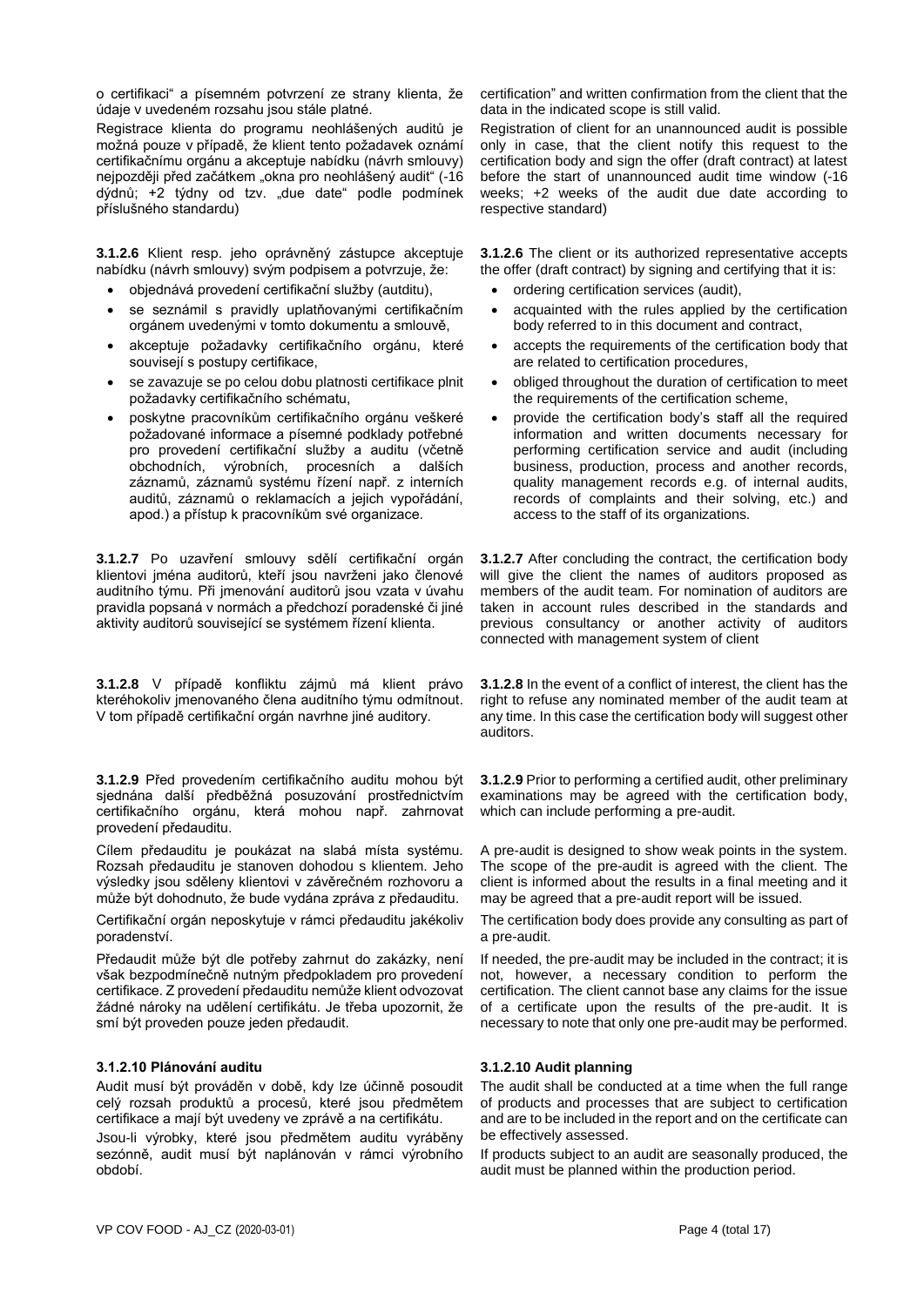o certifikaci" a písemném potvrzení ze strany klienta, že údaje v uvedeném rozsahu jsou stále platné.

Registrace klienta do programu neohlášených auditů je možná pouze v případě, že klient tento požadavek oznámí certifikačnímu orgánu a akceptuje nabídku (návrh smlouvy) nejpozději před začátkem „okna pro neohlášený audit" (-16 dýdnů; +2 týdny od tzv. „due date" podle podmínek příslušného standardu)

**3.1.2.6** Klient resp. jeho oprávněný zástupce akceptuje nabídku (návrh smlouvy) svým podpisem a potvrzuje, že:

- objednává provedení certifikační služby (autditu),
- se seznámil s pravidly uplatňovanými certifikačním orgánem uvedenými v tomto dokumentu a smlouvě,
- akceptuje požadavky certifikačního orgánu, které souvisejí s postupy certifikace,
- se zavazuje se po celou dobu platnosti certifikace plnit požadavky certifikačního schématu,
- poskytne pracovníkům certifikačního orgánu veškeré požadované informace a písemné podklady potřebné pro provedení certifikační služby a auditu (včetně obchodních, výrobních, procesních a dalších záznamů, záznamů systému řízení např. z interních auditů, záznamů o reklamacích a jejich vypořádání, apod.) a přístup k pracovníkům své organizace.

**3.1.2.7** Po uzavření smlouvy sdělí certifikační orgán klientovi jména auditorů, kteří jsou navrženi jako členové auditního týmu. Při jmenování auditorů jsou vzata v úvahu pravidla popsaná v normách a předchozí poradenské či jiné aktivity auditorů související se systémem řízení klienta.

**3.1.2.8** V případě konfliktu zájmů má klient právo kteréhokoliv jmenovaného člena auditního týmu odmítnout. V tom případě certifikační orgán navrhne jiné auditory.

**3.1.2.9** Před provedením certifikačního auditu mohou být sjednána další předběžná posuzování prostřednictvím certifikačního orgánu, která mohou např. zahrnovat provedení předauditu.

Cílem předauditu je poukázat na slabá místa systému. Rozsah předauditu je stanoven dohodou s klientem. Jeho výsledky jsou sděleny klientovi v závěrečném rozhovoru a může být dohodnuto, že bude vydána zpráva z předauditu.

Certifikační orgán neposkytuje v rámci předauditu jakékoliv poradenství.

Předaudit může být dle potřeby zahrnut do zakázky, není však bezpodmínečně nutným předpokladem pro provedení certifikace. Z provedení předauditu nemůže klient odvozovat žádné nároky na udělení certifikátu. Je třeba upozornit, že smí být proveden pouze jeden předaudit.

**3.1.2.10 Plánování auditu**

Audit musí být prováděn v době, kdy lze účinně posoudit celý rozsah produktů a procesů, které jsou předmětem certifikace a mají být uvedeny ve zprávě a na certifikátu.

Jsou-li výrobky, které jsou předmětem auditu vyráběny sezónně, audit musí být naplánován v rámci výrobního období.

certification" and written confirmation from the client that the data in the indicated scope is still valid.

Registration of client for an unannounced audit is possible only in case, that the client notify this request to the certification body and sign the offer (draft contract) at latest before the start of unannounced audit time window (-16 weeks; +2 weeks of the audit due date according to respective standard)

**3.1.2.6** The client or its authorized representative accepts the offer (draft contract) by signing and certifying that it is:

- ordering certification services (audit),
- acquainted with the rules applied by the certification body referred to in this document and contract,
- accepts the requirements of the certification body that are related to certification procedures,
- obliged throughout the duration of certification to meet the requirements of the certification scheme,
- provide the certification body's staff all the required information and written documents necessary for performing certification service and audit (including business, production, process and another records, quality management records e.g. of internal audits, records of complaints and their solving, etc.) and access to the staff of its organizations.

**3.1.2.7** After concluding the contract, the certification body will give the client the names of auditors proposed as members of the audit team. For nomination of auditors are taken in account rules described in the standards and previous consultancy or another activity of auditors connected with management system of client

**3.1.2.8** In the event of a conflict of interest, the client has the right to refuse any nominated member of the audit team at any time. In this case the certification body will suggest other auditors.

**3.1.2.9** Prior to performing a certified audit, other preliminary examinations may be agreed with the certification body, which can include performing a pre-audit.

A pre-audit is designed to show weak points in the system. The scope of the pre-audit is agreed with the client. The client is informed about the results in a final meeting and it may be agreed that a pre-audit report will be issued.

The certification body does provide any consulting as part of a pre-audit.

If needed, the pre-audit may be included in the contract; it is not, however, a necessary condition to perform the certification. The client cannot base any claims for the issue of a certificate upon the results of the pre-audit. It is necessary to note that only one pre-audit may be performed.

**3.1.2.10 Audit planning**

The audit shall be conducted at a time when the full range of products and processes that are subject to certification and are to be included in the report and on the certificate can be effectively assessed.

If products subject to an audit are seasonally produced, the audit must be planned within the production period.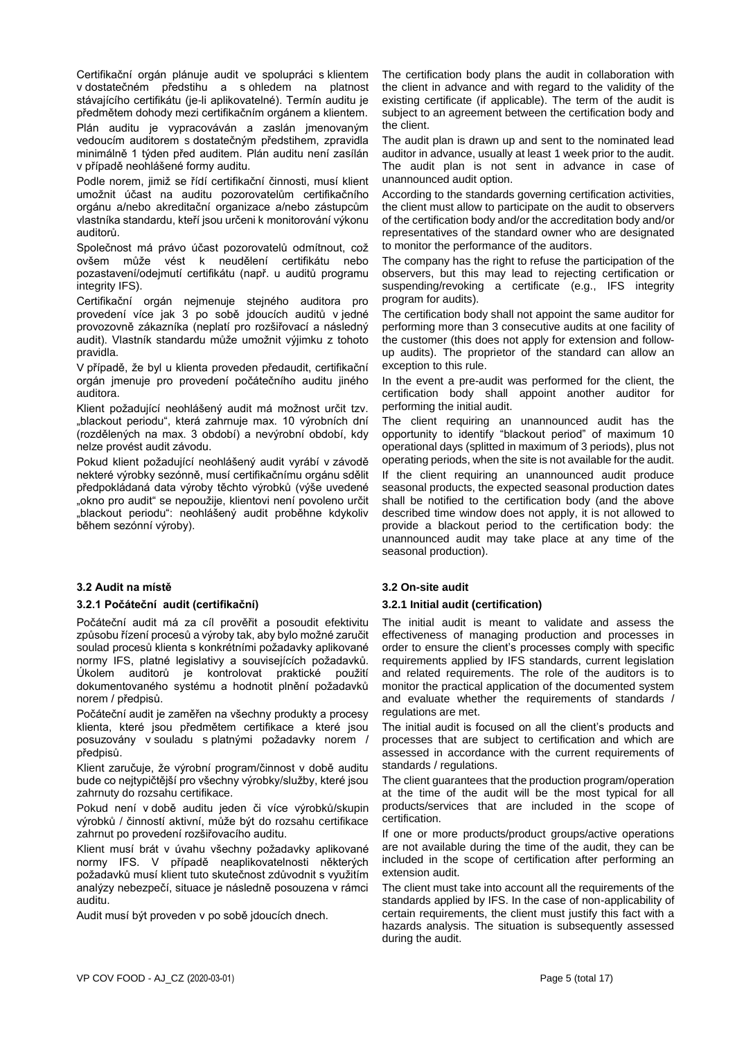Certifikační orgán plánuje audit ve spolupráci s klientem v dostatečném předstihu a s ohledem na platnost stávajícího certifikátu (je-li aplikovatelné). Termín auditu je předmětem dohody mezi certifikačním orgánem a klientem.

Plán auditu je vypracováván a zaslán jmenovaným vedoucím auditorem s dostatečným předstihem, zpravidla minimálně 1 týden před auditem. Plán auditu není zasílán v případě neohlášené formy auditu.

Podle norem, jimiž se řídí certifikační činnosti, musí klient umožnit účast na auditu pozorovatelům certifikačního orgánu a/nebo akreditační organizace a/nebo zástupcům vlastníka standardu, kteří jsou určeni k monitorování výkonu auditorů.

Společnost má právo účast pozorovatelů odmítnout, což ovšem může vést k neudělení certifikátu nebo pozastavení/odejmutí certifikátu (např. u auditů programu integrity IFS).

Certifikační orgán nejmenuje stejného auditora pro provedení více jak 3 po sobě jdoucích auditů v jedné provozovně zákazníka (neplatí pro rozšiřovací a následný audit). Vlastník standardu může umožnit výjimku z tohoto pravidla.

V případě, že byl u klienta proveden předaudit, certifikační orgán jmenuje pro provedení počátečního auditu jiného auditora.

Klient požadující neohlášený audit má možnost určit tzv. „blackout periodu", která zahrnuje max. 10 výrobních dní (rozdělených na max. 3 období) a nevýrobní období, kdy nelze provést audit závodu.

Pokud klient požadující neohlášený audit vyrábí v závodě nekteré výrobky sezónně, musí certifikačnímu orgánu sdělit předpokládaná data výroby těchto výrobků (výše uvedené „okno pro audit" se nepoužije, klientovi není povoleno určit „blackout periodu": neohlášený audit proběhne kdykoliv během sezónní výroby).

The certification body plans the audit in collaboration with the client in advance and with regard to the validity of the existing certificate (if applicable). The term of the audit is subject to an agreement between the certification body and the client.

The audit plan is drawn up and sent to the nominated lead auditor in advance, usually at least 1 week prior to the audit. The audit plan is not sent in advance in case of unannounced audit option.

According to the standards governing certification activities, the client must allow to participate on the audit to observers of the certification body and/or the accreditation body and/or representatives of the standard owner who are designated to monitor the performance of the auditors.

The company has the right to refuse the participation of the observers, but this may lead to rejecting certification or suspending/revoking a certificate (e.g., IFS integrity program for audits).

The certification body shall not appoint the same auditor for performing more than 3 consecutive audits at one facility of the customer (this does not apply for extension and follow-up audits). The proprietor of the standard can allow an exception to this rule.

In the event a pre-audit was performed for the client, the certification body shall appoint another auditor for performing the initial audit.

The client requiring an unannounced audit has the opportunity to identify "blackout period" of maximum 10 operational days (splitted in maximum of 3 periods), plus not operating periods, when the site is not available for the audit.

If the client requiring an unannounced audit produce seasonal products, the expected seasonal production dates shall be notified to the certification body (and the above described time window does not apply, it is not allowed to provide a blackout period to the certification body: the unannounced audit may take place at any time of the seasonal production).

## 3.2 Audit na místě

### 3.2.1 Počáteční audit (certifikační)

Počáteční audit má za cíl prověřit a posoudit efektivitu způsobu řízení procesů a výroby tak, aby bylo možné zaručit soulad procesů klienta s konkrétními požadavky aplikované normy IFS, platné legislativy a souvisejících požadavků. Úkolem auditorů je kontrolovat praktické použití dokumentovaného systému a hodnotit plnění požadavků norem / předpisů.

Počáteční audit je zaměřen na všechny produkty a procesy klienta, které jsou předmětem certifikace a které jsou posuzovány v souladu s platnými požadavky norem / předpisů.

Klient zaručuje, že výrobní program/činnost v době auditu bude co nejtypičtější pro všechny výrobky/služby, které jsou zahrnuty do rozsahu certifikace.

Pokud není v době auditu jeden či více výrobků/skupin výrobků / činností aktivní, může být do rozsahu certifikace zahrnut po provedení rozšiřovacího auditu.

Klient musí brát v úvahu všechny požadavky aplikované normy IFS. V případě neaplikovatelnosti některých požadavků musí klient tuto skutečnost zdůvodnit s využitím analýzy nebezpečí, situace je následně posouzena v rámci auditu.

Audit musí být proveden v po sobě jdoucích dnech.

## 3.2 On-site audit

### 3.2.1 Initial audit (certification)

The initial audit is meant to validate and assess the effectiveness of managing production and processes in order to ensure the client's processes comply with specific requirements applied by IFS standards, current legislation and related requirements. The role of the auditors is to monitor the practical application of the documented system and evaluate whether the requirements of standards / regulations are met.

The initial audit is focused on all the client's products and processes that are subject to certification and which are assessed in accordance with the current requirements of standards / regulations.

The client guarantees that the production program/operation at the time of the audit will be the most typical for all products/services that are included in the scope of certification.

If one or more products/product groups/active operations are not available during the time of the audit, they can be included in the scope of certification after performing an extension audit.

The client must take into account all the requirements of the standards applied by IFS. In the case of non-applicability of certain requirements, the client must justify this fact with a hazards analysis. The situation is subsequently assessed during the audit.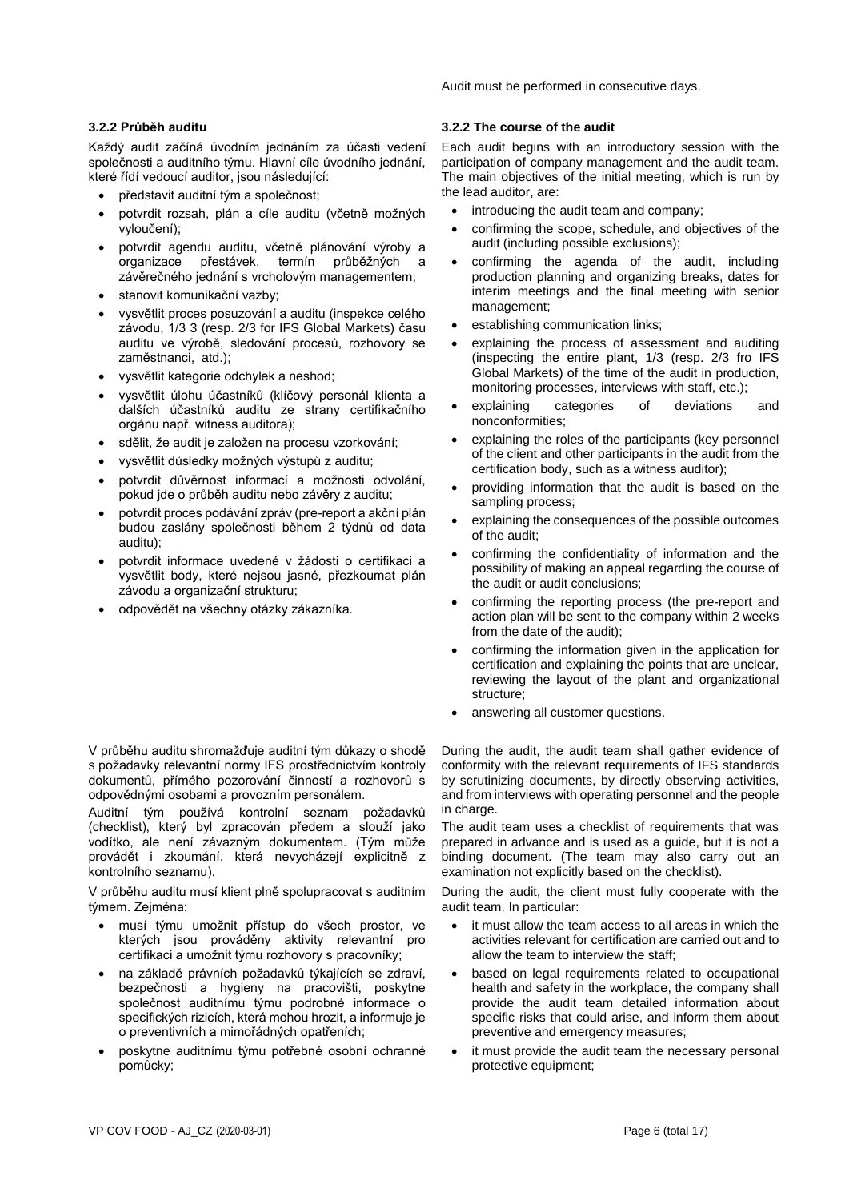Audit must be performed in consecutive days.

### 3.2.2 Průběh auditu

Každý audit začíná úvodním jednáním za účasti vedení společnosti a auditního týmu. Hlavní cíle úvodního jednání, které řídí vedoucí auditor, jsou následující:

- představit auditní tým a společnost;
- potvrdit rozsah, plán a cíle auditu (včetně možných vyloučení);
- potvrdit agendu auditu, včetně plánování výroby a organizace přestávek, termín průběžných a závěrečného jednání s vrcholovým managementem;
- stanovit komunikační vazby;
- vysvětlit proces posuzování a auditu (inspekce celého závodu, 1/3 3 (resp. 2/3 for IFS Global Markets) času auditu ve výrobě, sledování procesů, rozhovory se zaměstnanci, atd.);
- vysvětlit kategorie odchylek a neshod;
- vysvětlit úlohu účastníků (klíčový personál klienta a dalších účastníků auditu ze strany certifikačního orgánu např. witness auditora);
- sdělit, že audit je založen na procesu vzorkování;
- vysvětlit důsledky možných výstupů z auditu;
- potvrdit důvěrnost informací a možnosti odvolání, pokud jde o průběh auditu nebo závěry z auditu;
- potvrdit proces podávání zpráv (pre-report a akční plán budou zaslány společnosti během 2 týdnů od data auditu);
- potvrdit informace uvedené v žádosti o certifikaci a vysvětlit body, které nejsou jasné, přezkoumat plán závodu a organizační strukturu;
- odpovědět na všechny otázky zákazníka.

V průběhu auditu shromažďuje auditní tým důkazy o shodě s požadavky relevantní normy IFS prostřednictvím kontroly dokumentů, přímého pozorování činností a rozhovorů s odpovědnými osobami a provozním personálem.

Auditní tým používá kontrolní seznam požadavků (checklist), který byl zpracován předem a slouží jako vodítko, ale není závazným dokumentem. (Tým může provádět i zkoumání, která nevycházejí explicitně z kontrolního seznamu).

V průběhu auditu musí klient plně spolupracovat s auditním týmem. Zejména:

- musí týmu umožnit přístup do všech prostor, ve kterých jsou prováděny aktivity relevantní pro certifikaci a umožnit týmu rozhovory s pracovníky;
- na základě právních požadavků týkajících se zdraví, bezpečnosti a hygieny na pracovišti, poskytne společnost auditnímu týmu podrobné informace o specifických rizicích, která mohou hrozit, a informuje je o preventivních a mimořádných opatřeních;
- poskytne auditnímu týmu potřebné osobní ochranné pomůcky;

### 3.2.2 The course of the audit

Each audit begins with an introductory session with the participation of company management and the audit team. The main objectives of the initial meeting, which is run by the lead auditor, are:

- introducing the audit team and company;
- confirming the scope, schedule, and objectives of the audit (including possible exclusions);
- confirming the agenda of the audit, including production planning and organizing breaks, dates for interim meetings and the final meeting with senior management;
- establishing communication links;
- explaining the process of assessment and auditing (inspecting the entire plant, 1/3 (resp. 2/3 fro IFS Global Markets) of the time of the audit in production, monitoring processes, interviews with staff, etc.);
- explaining categories of deviations and nonconformities;
- explaining the roles of the participants (key personnel of the client and other participants in the audit from the certification body, such as a witness auditor);
- providing information that the audit is based on the sampling process;
- explaining the consequences of the possible outcomes of the audit;
- confirming the confidentiality of information and the possibility of making an appeal regarding the course of the audit or audit conclusions;
- confirming the reporting process (the pre-report and action plan will be sent to the company within 2 weeks from the date of the audit);
- confirming the information given in the application for certification and explaining the points that are unclear, reviewing the layout of the plant and organizational structure;
- answering all customer questions.

During the audit, the audit team shall gather evidence of conformity with the relevant requirements of IFS standards by scrutinizing documents, by directly observing activities, and from interviews with operating personnel and the people in charge.

The audit team uses a checklist of requirements that was prepared in advance and is used as a guide, but it is not a binding document. (The team may also carry out an examination not explicitly based on the checklist).

During the audit, the client must fully cooperate with the audit team. In particular:

- it must allow the team access to all areas in which the activities relevant for certification are carried out and to allow the team to interview the staff;
- based on legal requirements related to occupational health and safety in the workplace, the company shall provide the audit team detailed information about specific risks that could arise, and inform them about preventive and emergency measures;
- it must provide the audit team the necessary personal protective equipment;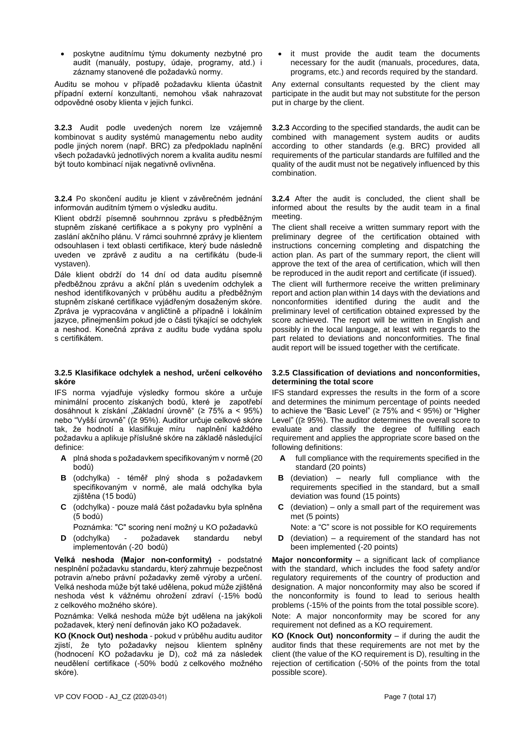- poskytne auditnímu týmu dokumenty nezbytné pro audit (manuály, postupy, údaje, programy, atd.) i záznamy stanovené dle požadavků normy.

Auditu se mohou v případě požadavku klienta účastnit případní externí konzultanti, nemohou však nahrazovat odpovědné osoby klienta v jejich funkci.

**3.2.3** Audit podle uvedených norem lze vzájemně kombinovat s audity systémů managementu nebo audity podle jiných norem (např. BRC) za předpokladu naplnění všech požadavků jednotlivých norem a kvalita auditu nesmí být touto kombinací nijak negativně ovlivněna.

**3.2.4** Po skončení auditu je klient v závěrečném jednání informován auditním týmem o výsledku auditu.

Klient obdrží písemně souhrnnou zprávu s předběžným stupněm získané certifikace a s pokyny pro vyplnění a zaslání akčního plánu. V rámci souhrnné zprávy je klientem odsouhlasen i text oblasti certifikace, který bude následně uveden ve zprávě z auditu a na certifikátu (bude-li vystaven).

Dále klient obdrží do 14 dní od data auditu písemně předběžnou zprávu a akční plán s uvedením odchylek a neshod identifikovaných v průběhu auditu a předběžným stupněm získané certifikace vyjádřeným dosaženým skóre. Zpráva je vypracována v angličtině a případně i lokálním jazyce, přinejmenším pokud jde o části týkající se odchylek a neshod. Konečná zpráva z auditu bude vydána spolu s certifikátem.

**3.2.5 Klasifikace odchylek a neshod, určení celkového skóre**

IFS norma vyjadřuje výsledky formou skóre a určuje minimální procento získaných bodů, které je zapotřebí dosáhnout k získání „Základní úrovně“ (≥ 75% a < 95%) nebo “Vyšší úrovně” ((≥ 95%). Auditor určuje celkové skóre tak, že hodnotí a klasifikuje míru naplnění každého požadavku a aplikuje příslušné skóre na základě následující definice:

- **A** plná shoda s požadavkem specifikovaným v normě (20 bodů)
- **B** (odchylka) - téměř plný shoda s požadavkem specifikovaným v normě, ale malá odchylka byla zjištěna (15 bodů)
- **C** (odchylka) - pouze malá část požadavku byla splněna (5 bodů)

  Poznámka: "C" scoring není možný u KO požadavků
- **D** (odchylka) - požadavek standardu nebyl implementován (-20 bodů)

**Velká neshoda (Major non-conformity)** - podstatné nesplnění požadavku standardu, který zahrnuje bezpečnost potravin a/nebo právní požadavky země výroby a určení. Velká neshoda může být také udělena, pokud může zjištěná neshoda vést k vážnému ohrožení zdraví (-15% bodů z celkového možného skóre).

Poznámka: Velká neshoda může být udělena na jakýkoli požadavek, který není definován jako KO požadavek.

**KO (Knock Out) neshoda** - pokud v průběhu auditu auditor zjistí, že tyto požadavky nejsou klientem splněny (hodnocení KO požadavku je D), což má za následek neudělení certifikace (-50% bodů z celkového možného skóre).

- it must provide the audit team the documents necessary for the audit (manuals, procedures, data, programs, etc.) and records required by the standard.

Any external consultants requested by the client may participate in the audit but may not substitute for the person put in charge by the client.

**3.2.3** According to the specified standards, the audit can be combined with management system audits or audits according to other standards (e.g. BRC) provided all requirements of the particular standards are fulfilled and the quality of the audit must not be negatively influenced by this combination.

**3.2.4** After the audit is concluded, the client shall be informed about the results by the audit team in a final meeting.

The client shall receive a written summary report with the preliminary degree of the certification obtained with instructions concerning completing and dispatching the action plan. As part of the summary report, the client will approve the text of the area of certification, which will then be reproduced in the audit report and certificate (if issued).

The client will furthermore receive the written preliminary report and action plan within 14 days with the deviations and nonconformities identified during the audit and the preliminary level of certification obtained expressed by the score achieved. The report will be written in English and possibly in the local language, at least with regards to the part related to deviations and nonconformities. The final audit report will be issued together with the certificate.

**3.2.5 Classification of deviations and nonconformities, determining the total score**

IFS standard expresses the results in the form of a score and determines the minimum percentage of points needed to achieve the “Basic Level” (≥ 75% and < 95%) or “Higher Level” ((≥ 95%). The auditor determines the overall score to evaluate and classify the degree of fulfilling each requirement and applies the appropriate score based on the following definitions:

- **A** full compliance with the requirements specified in the standard (20 points)
- **B** (deviation) – nearly full compliance with the requirements specified in the standard, but a small deviation was found (15 points)
- **C** (deviation) – only a small part of the requirement was met (5 points)

  Note: a “C” score is not possible for KO requirements
- **D** (deviation) – a requirement of the standard has not been implemented (-20 points)

**Major nonconformity** – a significant lack of compliance with the standard, which includes the food safety and/or regulatory requirements of the country of production and designation. A major nonconformity may also be scored if the nonconformity is found to lead to serious health problems (-15% of the points from the total possible score).

Note: A major nonconformity may be scored for any requirement not defined as a KO requirement.

**KO (Knock Out) nonconformity** – if during the audit the auditor finds that these requirements are not met by the client (the value of the KO requirement is D), resulting in the rejection of certification (-50% of the points from the total possible score).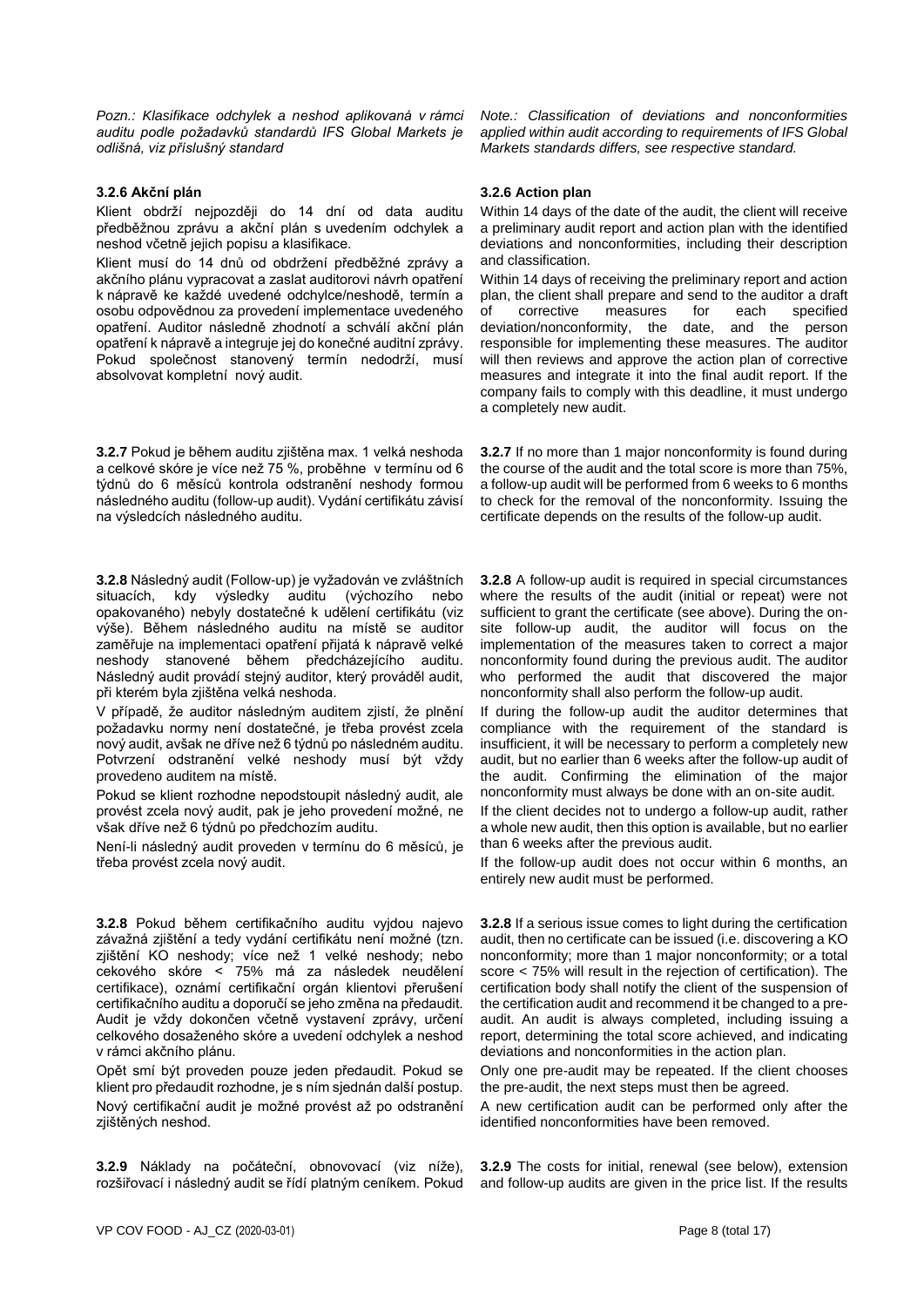*Pozn.: Klasifikace odchylek a neshod aplikovaná v rámci auditu podle požadavků standardů IFS Global Markets je odlišná, viz příslušný standard*

*Note.: Classification of deviations and nonconformities applied within audit according to requirements of IFS Global Markets standards differs, see respective standard.*

### 3.2.6 Akční plán

Klient obdrží nejpozději do 14 dní od data auditu předběžnou zprávu a akční plán s uvedením odchylek a neshod včetně jejich popisu a klasifikace.

Klient musí do 14 dnů od obdržení předběžné zprávy a akčního plánu vypracovat a zaslat auditorovi návrh opatření k nápravě ke každé uvedené odchylce/neshodě, termín a osobu odpovědnou za provedení implementace uvedeného opatření. Auditor následně zhodnotí a schválí akční plán opatření k nápravě a integruje jej do konečné auditní zprávy. Pokud společnost stanovený termín nedodrží, musí absolvovat kompletní nový audit.

### 3.2.6 Action plan

Within 14 days of the date of the audit, the client will receive a preliminary audit report and action plan with the identified deviations and nonconformities, including their description and classification.

Within 14 days of receiving the preliminary report and action plan, the client shall prepare and send to the auditor a draft of corrective measures for each specified deviation/nonconformity, the date, and the person responsible for implementing these measures. The auditor will then reviews and approve the action plan of corrective measures and integrate it into the final audit report. If the company fails to comply with this deadline, it must undergo a completely new audit.

**3.2.7** Pokud je během auditu zjištěna max. 1 velká neshoda a celkové skóre je více než 75 %, proběhne v termínu od 6 týdnů do 6 měsíců kontrola odstranění neshody formou následného auditu (follow-up audit). Vydání certifikátu závisí na výsledcích následného auditu.

**3.2.7** If no more than 1 major nonconformity is found during the course of the audit and the total score is more than 75%, a follow-up audit will be performed from 6 weeks to 6 months to check for the removal of the nonconformity. Issuing the certificate depends on the results of the follow-up audit.

**3.2.8** Následný audit (Follow-up) je vyžadován ve zvláštních situacích, kdy výsledky auditu (výchozího nebo opakovaného) nebyly dostatečné k udělení certifikátu (viz výše). Během následného auditu na místě se auditor zaměřuje na implementaci opatření přijatá k nápravě velké neshody stanovené během předcházejícího auditu. Následný audit provádí stejný auditor, který prováděl audit, při kterém byla zjištěna velká neshoda.

V případě, že auditor následným auditem zjistí, že plnění požadavku normy není dostatečné, je třeba provést zcela nový audit, avšak ne dříve než 6 týdnů po následném auditu. Potvrzení odstranění velké neshody musí být vždy provedeno auditem na místě.

Pokud se klient rozhodne nepodstoupit následný audit, ale provést zcela nový audit, pak je jeho provedení možné, ne však dříve než 6 týdnů po předchozím auditu.

Není-li následný audit proveden v termínu do 6 měsíců, je třeba provést zcela nový audit.

**3.2.8** A follow-up audit is required in special circumstances where the results of the audit (initial or repeat) were not sufficient to grant the certificate (see above). During the on-site follow-up audit, the auditor will focus on the implementation of the measures taken to correct a major nonconformity found during the previous audit. The auditor who performed the audit that discovered the major nonconformity shall also perform the follow-up audit.

If during the follow-up audit the auditor determines that compliance with the requirement of the standard is insufficient, it will be necessary to perform a completely new audit, but no earlier than 6 weeks after the follow-up audit of the audit. Confirming the elimination of the major nonconformity must always be done with an on-site audit.

If the client decides not to undergo a follow-up audit, rather a whole new audit, then this option is available, but no earlier than 6 weeks after the previous audit.

If the follow-up audit does not occur within 6 months, an entirely new audit must be performed.

**3.2.8** Pokud během certifikačního auditu vyjdou najevo závažná zjištění a tedy vydání certifikátu není možné (tzn. zjištění KO neshody; více než 1 velké neshody; nebo cekového skóre < 75% má za následek neudělení certifikace), oznámí certifikační orgán klientovi přerušení certifikačního auditu a doporučí se jeho změna na předaudit. Audit je vždy dokončen včetně vystavení zprávy, určení celkového dosaženého skóre a uvedení odchylek a neshod v rámci akčního plánu.

Opět smí být proveden pouze jeden předaudit. Pokud se klient pro předaudit rozhodne, je s ním sjednán další postup.

Nový certifikační audit je možné provést až po odstranění zjištěných neshod.

**3.2.8** If a serious issue comes to light during the certification audit, then no certificate can be issued (i.e. discovering a KO nonconformity; more than 1 major nonconformity; or a total score < 75% will result in the rejection of certification). The certification body shall notify the client of the suspension of the certification audit and recommend it be changed to a pre-audit. An audit is always completed, including issuing a report, determining the total score achieved, and indicating deviations and nonconformities in the action plan.

Only one pre-audit may be repeated. If the client chooses the pre-audit, the next steps must then be agreed.

A new certification audit can be performed only after the identified nonconformities have been removed.

**3.2.9** Náklady na počáteční, obnovovací (viz níže), rozšiřovací i následný audit se řídí platným ceníkem. Pokud

**3.2.9** The costs for initial, renewal (see below), extension and follow-up audits are given in the price list. If the results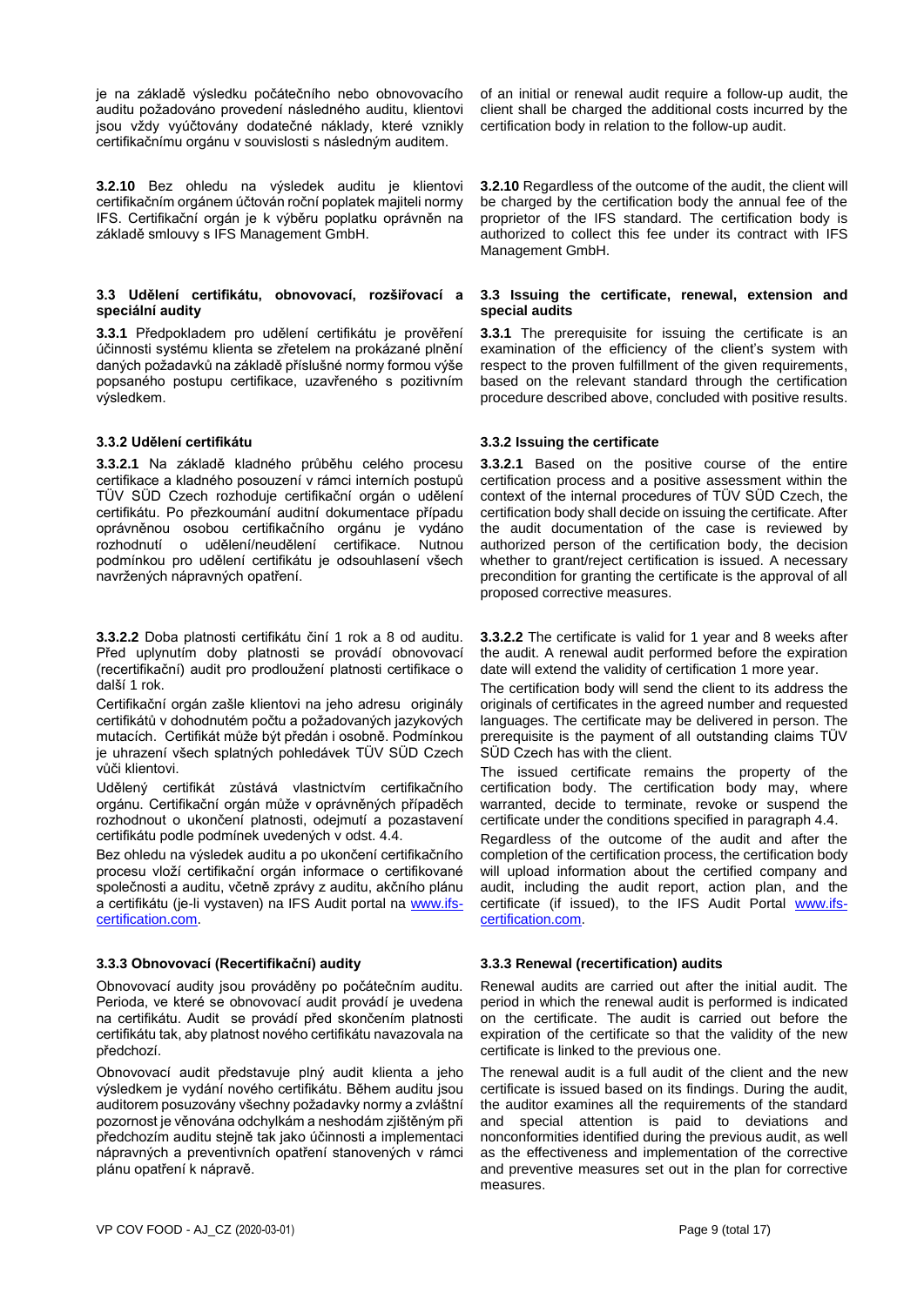je na základě výsledku počátečního nebo obnovovacího auditu požadováno provedení následného auditu, klientovi jsou vždy vyúčtovány dodatečné náklady, které vznikly certifikačnímu orgánu v souvislosti s následným auditem.

of an initial or renewal audit require a follow-up audit, the client shall be charged the additional costs incurred by the certification body in relation to the follow-up audit.

**3.2.10** Bez ohledu na výsledek auditu je klientovi certifikačním orgánem účtován roční poplatek majiteli normy IFS. Certifikační orgán je k výběru poplatku oprávněn na základě smlouvy s IFS Management GmbH.

**3.2.10** Regardless of the outcome of the audit, the client will be charged by the certification body the annual fee of the proprietor of the IFS standard. The certification body is authorized to collect this fee under its contract with IFS Management GmbH.

### 3.3 Udělení certifikátu, obnovovací, rozšiřovací a speciální audity

### 3.3 Issuing the certificate, renewal, extension and special audits

**3.3.1** Předpokladem pro udělení certifikátu je prověření účinnosti systému klienta se zřetelem na prokázané plnění daných požadavků na základě příslušné normy formou výše popsaného postupu certifikace, uzavřeného s pozitivním výsledkem.

**3.3.1** The prerequisite for issuing the certificate is an examination of the efficiency of the client's system with respect to the proven fulfillment of the given requirements, based on the relevant standard through the certification procedure described above, concluded with positive results.

#### 3.3.2 Udělení certifikátu

#### 3.3.2 Issuing the certificate

**3.3.2.1** Na základě kladného průběhu celého procesu certifikace a kladného posouzení v rámci interních postupů TÜV SÜD Czech rozhoduje certifikační orgán o udělení certifikátu. Po přezkoumání auditní dokumentace případu oprávněnou osobou certifikačního orgánu je vydáno rozhodnutí o udělení/neudělení certifikace. Nutnou podmínkou pro udělení certifikátu je odsouhlasení všech navržených nápravných opatření.

**3.3.2.1** Based on the positive course of the entire certification process and a positive assessment within the context of the internal procedures of TÜV SÜD Czech, the certification body shall decide on issuing the certificate. After the audit documentation of the case is reviewed by authorized person of the certification body, the decision whether to grant/reject certification is issued. A necessary precondition for granting the certificate is the approval of all proposed corrective measures.

**3.3.2.2** Doba platnosti certifikátu činí 1 rok a 8 od auditu. Před uplynutím doby platnosti se provádí obnovovací (recertifikační) audit pro prodloužení platnosti certifikace o další 1 rok.

Certifikační orgán zašle klientovi na jeho adresu originály certifikátů v dohodnutém počtu a požadovaných jazykových mutacích. Certifikát může být předán i osobně. Podmínkou je uhrazení všech splatných pohledávek TÜV SÜD Czech vůči klientovi.

Udělený certifikát zůstává vlastnictvím certifikačního orgánu. Certifikační orgán může v oprávněných případěch rozhodnout o ukončení platnosti, odejmutí a pozastavení certifikátu podle podmínek uvedených v odst. 4.4.

Bez ohledu na výsledek auditu a po ukončení certifikačního procesu vloží certifikační orgán informace o certifikované společnosti a auditu, včetně zprávy z auditu, akčního plánu a certifikátu (je-li vystaven) na IFS Audit portal na [www.ifs-certification.com](http://www.ifs-certification.com).

**3.3.2.2** The certificate is valid for 1 year and 8 weeks after the audit. A renewal audit performed before the expiration date will extend the validity of certification 1 more year.

The certification body will send the client to its address the originals of certificates in the agreed number and requested languages. The certificate may be delivered in person. The prerequisite is the payment of all outstanding claims TÜV SÜD Czech has with the client.

The issued certificate remains the property of the certification body. The certification body may, where warranted, decide to terminate, revoke or suspend the certificate under the conditions specified in paragraph 4.4.

Regardless of the outcome of the audit and after the completion of the certification process, the certification body will upload information about the certified company and audit, including the audit report, action plan, and the certificate (if issued), to the IFS Audit Portal [www.ifs-certification.com](http://www.ifs-certification.com).

#### 3.3.3 Obnovovací (Recertifikační) audity

#### 3.3.3 Renewal (recertification) audits

Obnovovací audity jsou prováděny po počátečním auditu. Perioda, ve které se obnovovací audit provádí je uvedena na certifikátu. Audit se provádí před skončením platnosti certifikátu tak, aby platnost nového certifikátu navazovala na předchozí.

Obnovovací audit představuje plný audit klienta a jeho výsledkem je vydání nového certifikátu. Během auditu jsou auditorem posuzovány všechny požadavky normy a zvláštní pozornost je věnována odchylkám a neshodám zjištěným při předchozím auditu stejně tak jako účinnosti a implementaci nápravných a preventivních opatření stanovených v rámci plánu opatření k nápravě.

Renewal audits are carried out after the initial audit. The period in which the renewal audit is performed is indicated on the certificate. The audit is carried out before the expiration of the certificate so that the validity of the new certificate is linked to the previous one.

The renewal audit is a full audit of the client and the new certificate is issued based on its findings. During the audit, the auditor examines all the requirements of the standard and special attention is paid to deviations and nonconformities identified during the previous audit, as well as the effectiveness and implementation of the corrective and preventive measures set out in the plan for corrective measures.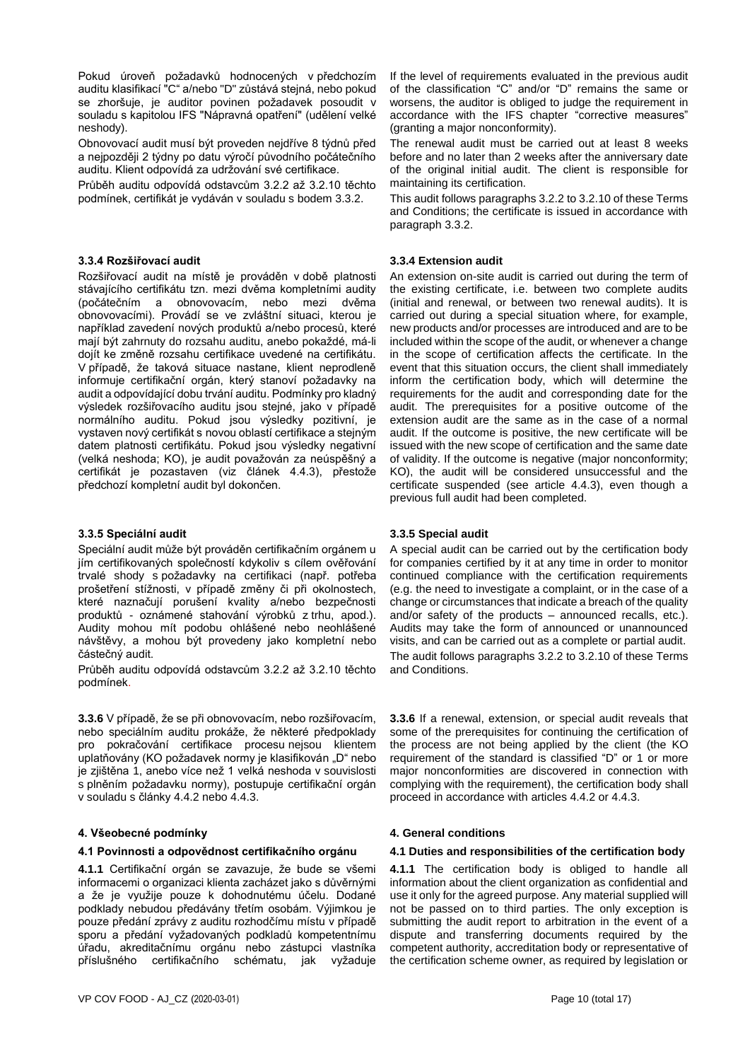Pokud úroveň požadavků hodnocených v předchozím auditu klasifikací "C" a/nebo "D" zůstává stejná, nebo pokud se zhoršuje, je auditor povinen požadavek posoudit v souladu s kapitolou IFS "Nápravná opatření" (udělení velké neshody).

Obnovovací audit musí být proveden nejdříve 8 týdnů před a nejpozději 2 týdny po datu výročí původního počátečního auditu. Klient odpovídá za udržování své certifikace.

Průběh auditu odpovídá odstavcům 3.2.2 až 3.2.10 těchto podmínek, certifikát je vydáván v souladu s bodem 3.3.2.

If the level of requirements evaluated in the previous audit of the classification "C" and/or "D" remains the same or worsens, the auditor is obliged to judge the requirement in accordance with the IFS chapter "corrective measures" (granting a major nonconformity).

The renewal audit must be carried out at least 8 weeks before and no later than 2 weeks after the anniversary date of the original initial audit. The client is responsible for maintaining its certification.

This audit follows paragraphs 3.2.2 to 3.2.10 of these Terms and Conditions; the certificate is issued in accordance with paragraph 3.3.2.

**3.3.4 Rozšiřovací audit**

Rozšiřovací audit na místě je prováděn v době platnosti stávajícího certifikátu tzn. mezi dvěma kompletními audity (počátečním a obnovovacím, nebo mezi dvěma obnovovacími). Provádí se ve zvláštní situaci, kterou je například zavedení nových produktů a/nebo procesů, které mají být zahrnuty do rozsahu auditu, anebo pokaždé, má-li dojít ke změně rozsahu certifikace uvedené na certifikátu. V případě, že taková situace nastane, klient neprodleně informuje certifikační orgán, který stanoví požadavky na audit a odpovídající dobu trvání auditu. Podmínky pro kladný výsledek rozšiřovacího auditu jsou stejné, jako v případě normálního auditu. Pokud jsou výsledky pozitivní, je vystaven nový certifikát s novou oblastí certifikace a stejným datem platnosti certifikátu. Pokud jsou výsledky negativní (velká neshoda; KO), je audit považován za neúspěšný a certifikát je pozastaven (viz článek 4.4.3), přestože předchozí kompletní audit byl dokončen.

**3.3.4 Extension audit**

An extension on-site audit is carried out during the term of the existing certificate, i.e. between two complete audits (initial and renewal, or between two renewal audits). It is carried out during a special situation where, for example, new products and/or processes are introduced and are to be included within the scope of the audit, or whenever a change in the scope of certification affects the certificate. In the event that this situation occurs, the client shall immediately inform the certification body, which will determine the requirements for the audit and corresponding date for the audit. The prerequisites for a positive outcome of the extension audit are the same as in the case of a normal audit. If the outcome is positive, the new certificate will be issued with the new scope of certification and the same date of validity. If the outcome is negative (major nonconformity; KO), the audit will be considered unsuccessful and the certificate suspended (see article 4.4.3), even though a previous full audit had been completed.

**3.3.5 Speciální audit**

Speciální audit může být prováděn certifikačním orgánem u jím certifikovaných společností kdykoliv s cílem ověřování trvalé shody s požadavky na certifikaci (např. potřeba prošetření stížnosti, v případě změny či při okolnostech, které naznačují porušení kvality a/nebo bezpečnosti produktů - oznámené stahování výrobků z trhu, apod.). Audity mohou mít podobu ohlášené nebo neohlášené návštěvy, a mohou být provedeny jako kompletní nebo částečný audit.

Průběh auditu odpovídá odstavcům 3.2.2 až 3.2.10 těchto podmínek.

**3.3.5 Special audit**

A special audit can be carried out by the certification body for companies certified by it at any time in order to monitor continued compliance with the certification requirements (e.g. the need to investigate a complaint, or in the case of a change or circumstances that indicate a breach of the quality and/or safety of the products – announced recalls, etc.). Audits may take the form of announced or unannounced visits, and can be carried out as a complete or partial audit.

The audit follows paragraphs 3.2.2 to 3.2.10 of these Terms and Conditions.

**3.3.6** V případě, že se při obnovovacím, nebo rozšiřovacím, nebo speciálním auditu prokáže, že některé předpoklady pro pokračování certifikace procesu nejsou klientem uplatňovány (KO požadavek normy je klasifikován „D" nebo je zjištěna 1, anebo více než 1 velká neshoda v souvislosti s plněním požadavku normy), postupuje certifikační orgán v souladu s články 4.4.2 nebo 4.4.3.

**3.3.6** If a renewal, extension, or special audit reveals that some of the prerequisites for continuing the certification of the process are not being applied by the client (the KO requirement of the standard is classified "D" or 1 or more major nonconformities are discovered in connection with complying with the requirement), the certification body shall proceed in accordance with articles 4.4.2 or 4.4.3.

## 4. Všeobecné podmínky

### 4.1 Povinnosti a odpovědnost certifikačního orgánu

**4.1.1** Certifikační orgán se zavazuje, že bude se všemi informacemi o organizaci klienta zacházet jako s důvěrnými a že je využije pouze k dohodnutému účelu. Dodané podklady nebudou předávány třetím osobám. Výjimkou je pouze předání zprávy z auditu rozhodčímu místu v případě sporu a předání vyžadovaných podkladů kompetentnímu úřadu, akreditačnímu orgánu nebo zástupci vlastníka příslušného certifikačního schématu, jak vyžaduje

## 4. General conditions

### 4.1 Duties and responsibilities of the certification body

**4.1.1** The certification body is obliged to handle all information about the client organization as confidential and use it only for the agreed purpose. Any material supplied will not be passed on to third parties. The only exception is submitting the audit report to arbitration in the event of a dispute and transferring documents required by the competent authority, accreditation body or representative of the certification scheme owner, as required by legislation or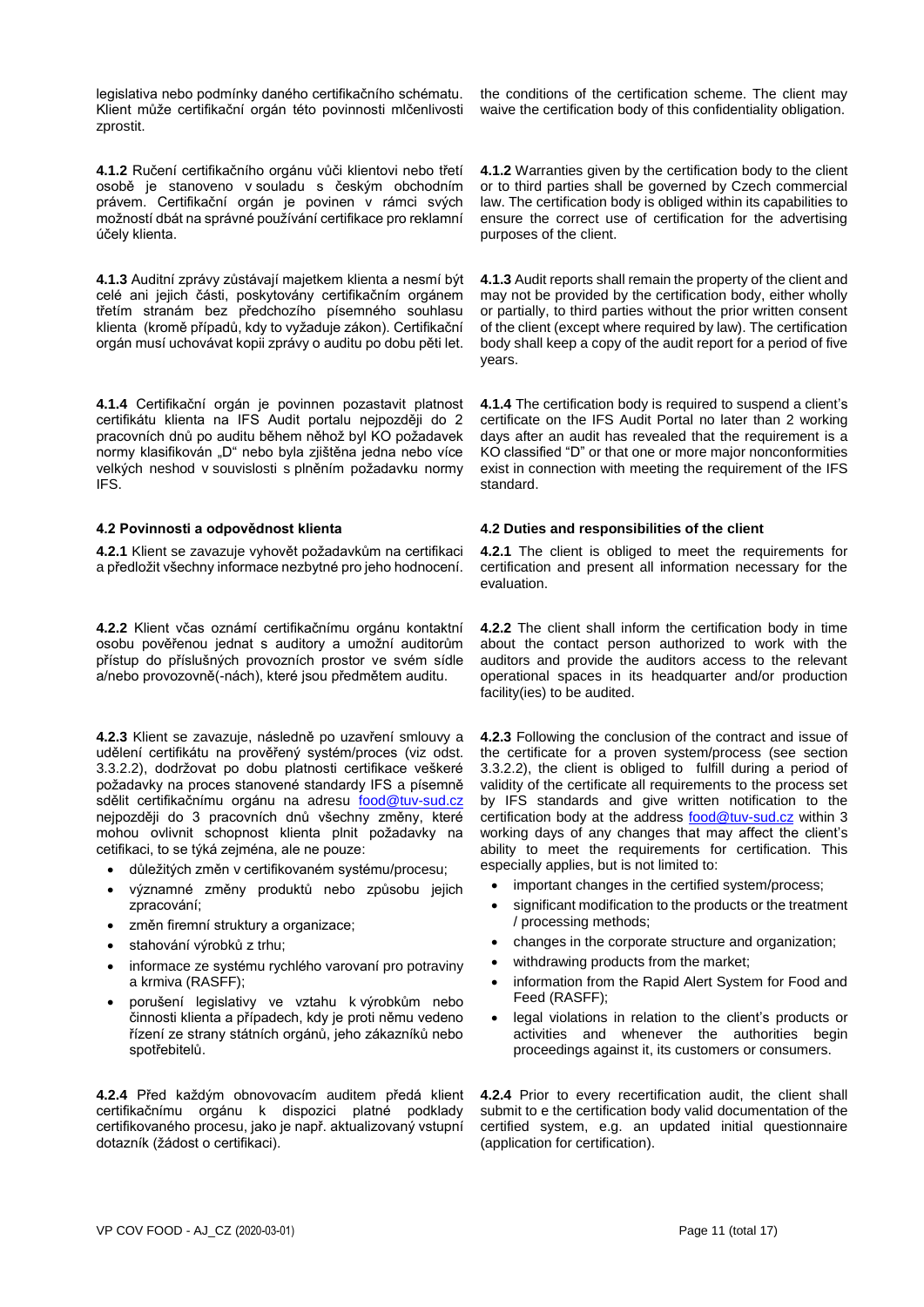legislativa nebo podmínky daného certifikačního schématu. Klient může certifikační orgán této povinnosti mlčenlivosti zprostit.

**4.1.2** Ručení certifikačního orgánu vůči klientovi nebo třetí osobě je stanoveno v souladu s českým obchodním právem. Certifikační orgán je povinen v rámci svých možností dbát na správné používání certifikace pro reklamní účely klienta.

**4.1.3** Auditní zprávy zůstávají majetkem klienta a nesmí být celé ani jejich části, poskytovány certifikačním orgánem třetím stranám bez předchozího písemného souhlasu klienta (kromě případů, kdy to vyžaduje zákon). Certifikační orgán musí uchovávat kopii zprávy o auditu po dobu pěti let.

**4.1.4** Certifikační orgán je povinnen pozastavit platnost certifikátu klienta na IFS Audit portalu nejpozději do 2 pracovních dnů po auditu během něhož byl KO požadavek normy klasifikován „D" nebo byla zjištěna jedna nebo více velkých neshod v souvislosti s plněním požadavku normy IFS.

**4.2 Povinnosti a odpovědnost klienta**

**4.2.1** Klient se zavazuje vyhovět požadavkům na certifikaci a předložit všechny informace nezbytné pro jeho hodnocení.

**4.2.2** Klient včas oznámí certifikačnímu orgánu kontaktní osobu pověřenou jednat s auditory a umožní auditorům přístup do příslušných provozních prostor ve svém sídle a/nebo provozovně(-nách), které jsou předmětem auditu.

**4.2.3** Klient se zavazuje, následně po uzavření smlouvy a udělení certifikátu na prověřený systém/proces (viz odst. 3.3.2.2), dodržovat po dobu platnosti certifikace veškeré požadavky na proces stanovené standardy IFS a písemně sdělit certifikačnímu orgánu na adresu food@tuv-sud.cz nejpozději do 3 pracovních dnů všechny změny, které mohou ovlivnit schopnost klienta plnit požadavky na cetifikaci, to se týká zejména, ale ne pouze:

- důležitých změn v certifikovaném systému/procesu;
- významné změny produktů nebo způsobu jejich zpracování;
- změn firemní struktury a organizace;
- stahování výrobků z trhu;
- informace ze systému rychlého varovaní pro potraviny a krmiva (RASFF);
- porušení legislativy ve vztahu k výrobkům nebo činnosti klienta a případech, kdy je proti němu vedeno řízení ze strany státních orgánů, jeho zákazníků nebo spotřebitelů.

**4.2.4** Před každým obnovovacím auditem předá klient certifikačnímu orgánu k dispozici platné podklady certifikovaného procesu, jako je např. aktualizovaný vstupní dotazník (žádost o certifikaci).

the conditions of the certification scheme. The client may waive the certification body of this confidentiality obligation.

**4.1.2** Warranties given by the certification body to the client or to third parties shall be governed by Czech commercial law. The certification body is obliged within its capabilities to ensure the correct use of certification for the advertising purposes of the client.

**4.1.3** Audit reports shall remain the property of the client and may not be provided by the certification body, either wholly or partially, to third parties without the prior written consent of the client (except where required by law). The certification body shall keep a copy of the audit report for a period of five years.

**4.1.4** The certification body is required to suspend a client's certificate on the IFS Audit Portal no later than 2 working days after an audit has revealed that the requirement is a KO classified "D" or that one or more major nonconformities exist in connection with meeting the requirement of the IFS standard.

**4.2 Duties and responsibilities of the client**

**4.2.1** The client is obliged to meet the requirements for certification and present all information necessary for the evaluation.

**4.2.2** The client shall inform the certification body in time about the contact person authorized to work with the auditors and provide the auditors access to the relevant operational spaces in its headquarter and/or production facility(ies) to be audited.

**4.2.3** Following the conclusion of the contract and issue of the certificate for a proven system/process (see section 3.3.2.2), the client is obliged to fulfill during a period of validity of the certificate all requirements to the process set by IFS standards and give written notification to the certification body at the address food@tuv-sud.cz within 3 working days of any changes that may affect the client's ability to meet the requirements for certification. This especially applies, but is not limited to:

- important changes in the certified system/process;
- significant modification to the products or the treatment / processing methods;
- changes in the corporate structure and organization;
- withdrawing products from the market;
- information from the Rapid Alert System for Food and Feed (RASFF);
- legal violations in relation to the client's products or activities and whenever the authorities begin proceedings against it, its customers or consumers.

**4.2.4** Prior to every recertification audit, the client shall submit to e the certification body valid documentation of the certified system, e.g. an updated initial questionnaire (application for certification).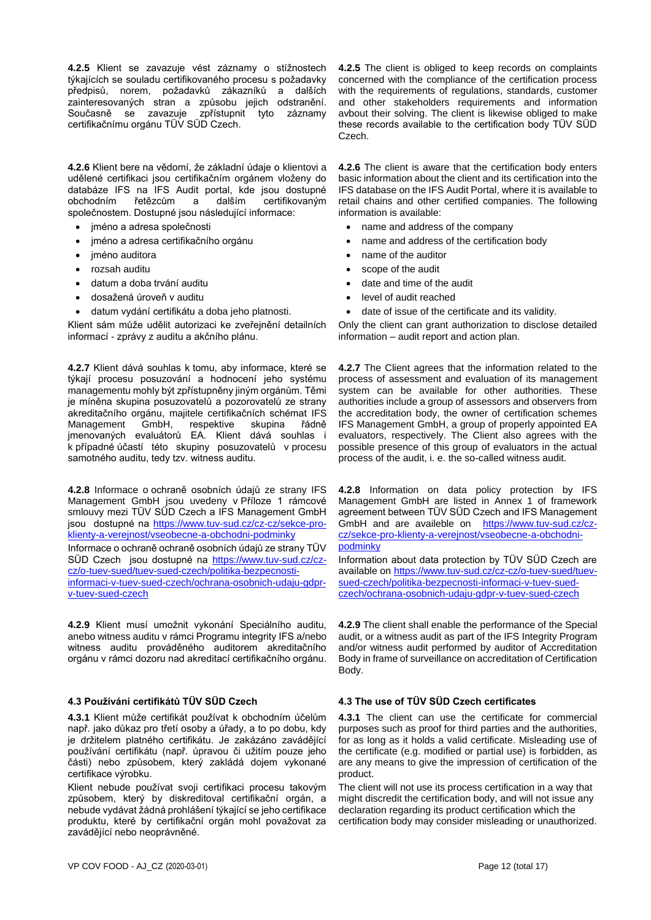**4.2.5** Klient se zavazuje vést záznamy o stížnostech týkajících se souladu certifikovaného procesu s požadavky předpisů, norem, požadavků zákazníků a dalších zainteresovaných stran a způsobu jejich odstranění. Současně se zavazuje zpřístupnit tyto záznamy certifikačnímu orgánu TÜV SÜD Czech.

**4.2.5** The client is obliged to keep records on complaints concerned with the compliance of the certification process with the requirements of regulations, standards, customer and other stakeholders requirements and information avbout their solving. The client is likewise obliged to make these records available to the certification body TÜV SÜD Czech.

**4.2.6** Klient bere na vědomí, že základní údaje o klientovi a udělené certifikaci jsou certifikačním orgánem vloženy do databáze IFS na IFS Audit portal, kde jsou dostupné obchodním řetězcům a dalším certifikovaným společnostem. Dostupné jsou následující informace:

- jméno a adresa společnosti
- jméno a adresa certifikačního orgánu
- jméno auditora
- rozsah auditu
- datum a doba trvání auditu
- dosažená úroveň v auditu
- datum vydání certifikátu a doba jeho platnosti.

Klient sám může udělit autorizaci ke zveřejnění detailních informací - zprávy z auditu a akčního plánu.

**4.2.6** The client is aware that the certification body enters basic information about the client and its certification into the IFS database on the IFS Audit Portal, where it is available to retail chains and other certified companies. The following information is available:

- name and address of the company
- name and address of the certification body
- name of the auditor
- scope of the audit
- date and time of the audit
- level of audit reached
- date of issue of the certificate and its validity.

Only the client can grant authorization to disclose detailed information – audit report and action plan.

**4.2.7** Klient dává souhlas k tomu, aby informace, které se týkají procesu posuzování a hodnocení jeho systému managementu mohly být zpřístupněny jiným orgánům. Těmi je míněna skupina posuzovatelů a pozorovatelů ze strany akreditačního orgánu, majitele certifikačních schémat IFS Management GmbH, respektive skupina řádně jmenovaných evaluátorů EA. Klient dává souhlas i k případné účasti této skupiny posuzovatelů v procesu samotného auditu, tedy tzv. witness auditu.

**4.2.7** The Client agrees that the information related to the process of assessment and evaluation of its management system can be available for other authorities. These authorities include a group of assessors and observers from the accreditation body, the owner of certification schemes IFS Management GmbH, a group of properly appointed EA evaluators, respectively. The Client also agrees with the possible presence of this group of evaluators in the actual process of the audit, i. e. the so-called witness audit.

**4.2.8** Informace o ochraně osobních údajů ze strany IFS Management GmbH jsou uvedeny v Příloze 1 rámcové smlouvy mezi TÜV SÜD Czech a IFS Management GmbH jsou dostupné na https://www.tuv-sud.cz/cz-cz/sekce-pro-klienty-a-verejnost/vseobecne-a-obchodni-podminky

Informace o ochraně ochraně osobních údajů ze strany TÜV SÜD Czech jsou dostupné na https://www.tuv-sud.cz/cz-cz/o-tuev-sued/tuev-sued-czech/politika-bezpecnosti-informaci-v-tuev-sued-czech/ochrana-osobnich-udaju-gdpr-v-tuev-sued-czech

**4.2.8** Information on data policy protection by IFS Management GmbH are listed in Annex 1 of framework agreement between TÜV SÜD Czech and IFS Management GmbH and are availeble on https://www.tuv-sud.cz/cz-cz/sekce-pro-klienty-a-verejnost/vseobecne-a-obchodni-podminky

Information about data protection by TÜV SÜD Czech are available on https://www.tuv-sud.cz/cz-cz/o-tuev-sued/tuev-sued-czech/politika-bezpecnosti-informaci-v-tuev-sued-czech/ochrana-osobnich-udaju-gdpr-v-tuev-sued-czech

**4.2.9** Klient musí umožnit vykonání Speciálního auditu, anebo witness auditu v rámci Programu integrity IFS a/nebo witness auditu prováděného auditorem akreditačního orgánu v rámci dozoru nad akreditací certifikačního orgánu.

**4.2.9** The client shall enable the performance of the Special audit, or a witness audit as part of the IFS Integrity Program and/or witness audit performed by auditor of Accreditation Body in frame of surveillance on accreditation of Certification Body.

### 4.3 Používání certifikátů TÜV SÜD Czech

**4.3.1** Klient může certifikát používat k obchodním účelům např. jako důkaz pro třetí osoby a úřady, a to po dobu, kdy je držitelem platného certifikátu. Je zakázáno zavádějící používání certifikátu (např. úpravou či užitím pouze jeho části) nebo způsobem, který zakládá dojem vykonané certifikace výrobku.

Klient nebude používat svoji certifikaci procesu takovým způsobem, který by diskreditoval certifikační orgán, a nebude vydávat žádná prohlášení týkající se jeho certifikace produktu, které by certifikační orgán mohl považovat za zavádějící nebo neoprávněné.

### 4.3 The use of TÜV SÜD Czech certificates

**4.3.1** The client can use the certificate for commercial purposes such as proof for third parties and the authorities, for as long as it holds a valid certificate. Misleading use of the certificate (e.g. modified or partial use) is forbidden, as are any means to give the impression of certification of the product.

The client will not use its process certification in a way that might discredit the certification body, and will not issue any declaration regarding its product certification which the certification body may consider misleading or unauthorized.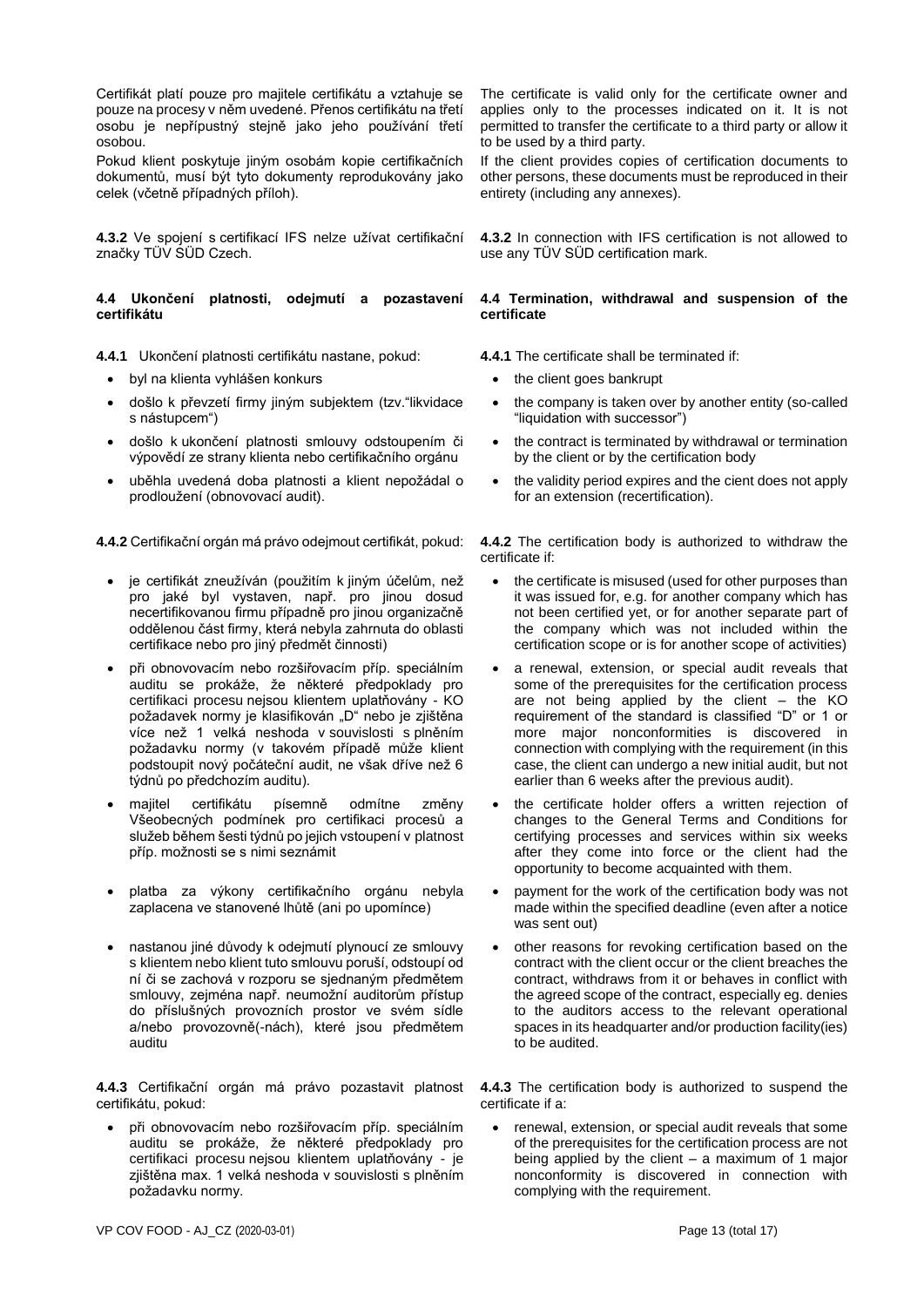Certifikát platí pouze pro majitele certifikátu a vztahuje se pouze na procesy v něm uvedené. Přenos certifikátu na třetí osobu je nepřípustný stejně jako jeho používání třetí osobou.

Pokud klient poskytuje jiným osobám kopie certifikačních dokumentů, musí být tyto dokumenty reprodukovány jako celek (včetně případných příloh).

**4.3.2** Ve spojení s certifikací IFS nelze užívat certifikační značky TÜV SÜD Czech.

#### 4.4 Ukončení platnosti, odejmutí a pozastavení certifikátu

**4.4.1** Ukončení platnosti certifikátu nastane, pokud:

- byl na klienta vyhlášen konkurs
- došlo k převzetí firmy jiným subjektem (tzv."likvidace s nástupcem")
- došlo k ukončení platnosti smlouvy odstoupením či výpovědí ze strany klienta nebo certifikačního orgánu
- uběhla uvedená doba platnosti a klient nepožádal o prodloužení (obnovovací audit).

**4.4.2** Certifikační orgán má právo odejmout certifikát, pokud:

- je certifikát zneužíván (použitím k jiným účelům, než pro jaké byl vystaven, např. pro jinou dosud necertifikovanou firmu případně pro jinou organizačně oddělenou část firmy, která nebyla zahrnuta do oblasti certifikace nebo pro jiný předmět činnosti)
- při obnovovacím nebo rozšiřovacím příp. speciálním auditu se prokáže, že některé předpoklady pro certifikaci procesu nejsou klientem uplatňovány - KO požadavek normy je klasifikován „D" nebo je zjištěna více než 1 velká neshoda v souvislosti s plněním požadavku normy (v takovém případě může klient podstoupit nový počáteční audit, ne však dříve než 6 týdnů po předchozím auditu).
- majitel certifikátu písemně odmítne změny Všeobecných podmínek pro certifikaci procesů a služeb během šesti týdnů po jejich vstoupení v platnost příp. možnosti se s nimi seznámit
- platba za výkony certifikačního orgánu nebyla zaplacena ve stanovené lhůtě (ani po upomínce)
- nastanou jiné důvody k odejmutí plynoucí ze smlouvy s klientem nebo klient tuto smlouvu poruší, odstoupí od ní či se zachová v rozporu se sjednaným předmětem smlouvy, zejména např. neumožní auditorům přístup do příslušných provozních prostor ve svém sídle a/nebo provozovně(-nách), které jsou předmětem auditu

**4.4.3** Certifikační orgán má právo pozastavit platnost certifikátu, pokud:

- při obnovovacím nebo rozšiřovacím příp. speciálním auditu se prokáže, že některé předpoklady pro certifikaci procesu nejsou klientem uplatňovány - je zjištěna max. 1 velká neshoda v souvislosti s plněním požadavku normy.

The certificate is valid only for the certificate owner and applies only to the processes indicated on it. It is not permitted to transfer the certificate to a third party or allow it to be used by a third party.

If the client provides copies of certification documents to other persons, these documents must be reproduced in their entirety (including any annexes).

**4.3.2** In connection with IFS certification is not allowed to use any TÜV SÜD certification mark.

#### 4.4 Termination, withdrawal and suspension of the certificate

**4.4.1** The certificate shall be terminated if:

- the client goes bankrupt
- the company is taken over by another entity (so-called "liquidation with successor")
- the contract is terminated by withdrawal or termination by the client or by the certification body
- the validity period expires and the cient does not apply for an extension (recertification).

**4.4.2** The certification body is authorized to withdraw the certificate if:

- the certificate is misused (used for other purposes than it was issued for, e.g. for another company which has not been certified yet, or for another separate part of the company which was not included within the certification scope or is for another scope of activities)
- a renewal, extension, or special audit reveals that some of the prerequisites for the certification process are not being applied by the client – the KO requirement of the standard is classified "D" or 1 or more major nonconformities is discovered in connection with complying with the requirement (in this case, the client can undergo a new initial audit, but not earlier than 6 weeks after the previous audit).
- the certificate holder offers a written rejection of changes to the General Terms and Conditions for certifying processes and services within six weeks after they come into force or the client had the opportunity to become acquainted with them.
- payment for the work of the certification body was not made within the specified deadline (even after a notice was sent out)
- other reasons for revoking certification based on the contract with the client occur or the client breaches the contract, withdraws from it or behaves in conflict with the agreed scope of the contract, especially eg. denies to the auditors access to the relevant operational spaces in its headquarter and/or production facility(ies) to be audited.

**4.4.3** The certification body is authorized to suspend the certificate if a:

- renewal, extension, or special audit reveals that some of the prerequisites for the certification process are not being applied by the client – a maximum of 1 major nonconformity is discovered in connection with complying with the requirement.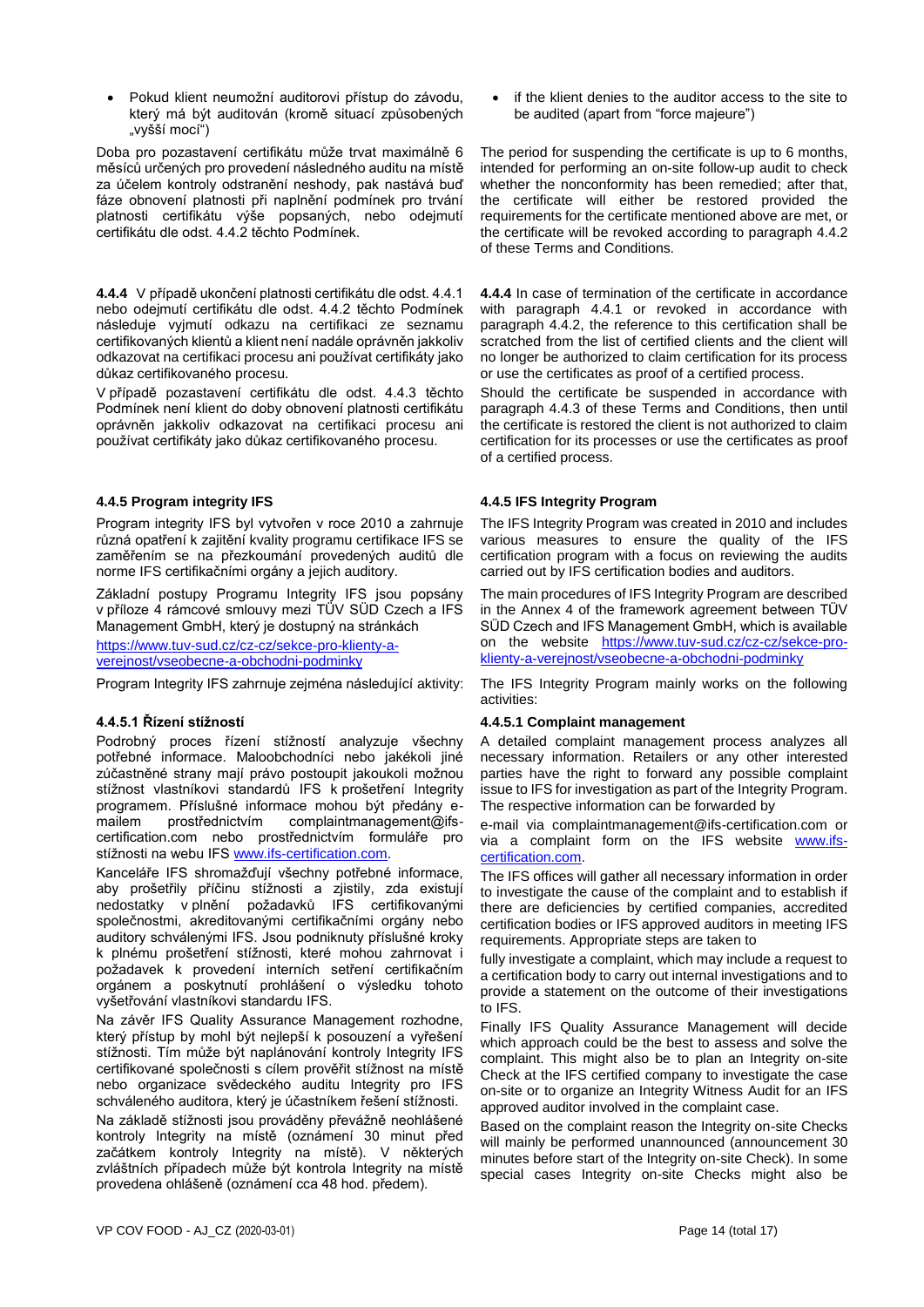- Pokud klient neumožní auditorovi přístup do závodu, který má být auditován (kromě situací způsobených „vyšší mocí")

Doba pro pozastavení certifikátu může trvat maximálně 6 měsíců určených pro provedení následného auditu na místě za účelem kontroly odstranění neshody, pak nastává buď fáze obnovení platnosti při naplnění podmínek pro trvání platnosti certifikátu výše popsaných, nebo odejmutí certifikátu dle odst. 4.4.2 těchto Podmínek.

**4.4.4** V případě ukončení platnosti certifikátu dle odst. 4.4.1 nebo odejmutí certifikátu dle odst. 4.4.2 těchto Podmínek následuje vyjmutí odkazu na certifikaci ze seznamu certifikovaných klientů a klient není nadále oprávněn jakkoliv odkazovat na certifikaci procesu ani používat certifikáty jako důkaz certifikovaného procesu.

V případě pozastavení certifikátu dle odst. 4.4.3 těchto Podmínek není klient do doby obnovení platnosti certifikátu oprávněn jakkoliv odkazovat na certifikaci procesu ani používat certifikáty jako důkaz certifikovaného procesu.

### 4.4.5 Program integrity IFS

Program integrity IFS byl vytvořen v roce 2010 a zahrnuje různá opatření k zajištění kvality programu certifikace IFS se zaměřením se na přezkoumání provedených auditů dle norme IFS certifikačními orgány a jejich auditory.

Základní postupy Programu Integrity IFS jsou popsány v příloze 4 rámcové smlouvy mezi TÜV SÜD Czech a IFS Management GmbH, který je dostupný na stránkách https://www.tuv-sud.cz/cz-cz/sekce-pro-klienty-a-verejnost/vseobecne-a-obchodni-podminky

Program Integrity IFS zahrnuje zejména následující aktivity:

#### 4.4.5.1 Řízení stížností

Podrobný proces řízení stížností analyzuje všechny potřebné informace. Maloobchodníci nebo jakékoli jiné zúčastněné strany mají právo postoupit jakoukoli možnou stížnost vlastníkovi standardů IFS k prošetření Integrity programem. Příslušné informace mohou být předány e-mailem prostřednictvím complaintmanagement@ifs-certification.com nebo prostřednictvím formuláře pro stížnosti na webu IFS www.ifs-certification.com.

Kanceláře IFS shromažďují všechny potřebné informace, aby prošetřily příčinu stížnosti a zjistily, zda existují nedostatky v plnění požadavků IFS certifikovanými společnostmi, akreditovanými certifikačními orgány nebo auditory schválenými IFS. Jsou podniknuty příslušné kroky k plnému prošetření stížnosti, které mohou zahrnovat i požadavek k provedení interních setření certifikačním orgánem a poskytnutí prohlášení o výsledku tohoto vyšetřování vlastníkovi standardu IFS.

Na závěr IFS Quality Assurance Management rozhodne, který přístup by mohl být nejlepší k posouzení a vyřešení stížnosti. Tím může být naplánování kontroly Integrity IFS certifikované společnosti s cílem prověřit stížnost na místě nebo organizace svědeckého auditu Integrity pro IFS schváleného auditora, který je účastníkem řešení stížnosti.

Na základě stížnosti jsou prováděny převážně neohlášené kontroly Integrity na místě (oznámení 30 minut před začátkem kontroly Integrity na místě). V některých zvláštních případech může být kontrola Integrity na místě provedena ohlášeně (oznámení cca 48 hod. předem).

---

- if the klient denies to the auditor access to the site to be audited (apart from "force majeure")

The period for suspending the certificate is up to 6 months, intended for performing an on-site follow-up audit to check whether the nonconformity has been remedied; after that, the certificate will either be restored provided the requirements for the certificate mentioned above are met, or the certificate will be revoked according to paragraph 4.4.2 of these Terms and Conditions.

**4.4.4** In case of termination of the certificate in accordance with paragraph 4.4.1 or revoked in accordance with paragraph 4.4.2, the reference to this certification shall be scratched from the list of certified clients and the client will no longer be authorized to claim certification for its process or use the certificates as proof of a certified process.

Should the certificate be suspended in accordance with paragraph 4.4.3 of these Terms and Conditions, then until the certificate is restored the client is not authorized to claim certification for its processes or use the certificates as proof of a certified process.

### 4.4.5 IFS Integrity Program

The IFS Integrity Program was created in 2010 and includes various measures to ensure the quality of the IFS certification program with a focus on reviewing the audits carried out by IFS certification bodies and auditors.

The main procedures of IFS Integrity Program are described in the Annex 4 of the framework agreement between TÜV SÜD Czech and IFS Management GmbH, which is available on the website https://www.tuv-sud.cz/cz-cz/sekce-pro-klienty-a-verejnost/vseobecne-a-obchodni-podminky

The IFS Integrity Program mainly works on the following activities:

#### 4.4.5.1 Complaint management

A detailed complaint management process analyzes all necessary information. Retailers or any other interested parties have the right to forward any possible complaint issue to IFS for investigation as part of the Integrity Program. The respective information can be forwarded by e-mail via complaintmanagement@ifs-certification.com or via a complaint form on the IFS website www.ifs-certification.com.

The IFS offices will gather all necessary information in order to investigate the cause of the complaint and to establish if there are deficiencies by certified companies, accredited certification bodies or IFS approved auditors in meeting IFS requirements. Appropriate steps are taken to fully investigate a complaint, which may include a request to a certification body to carry out internal investigations and to provide a statement on the outcome of their investigations to IFS.

Finally IFS Quality Assurance Management will decide which approach could be the best to assess and solve the complaint. This might also be to plan an Integrity on-site Check at the IFS certified company to investigate the case on-site or to organize an Integrity Witness Audit for an IFS approved auditor involved in the complaint case.

Based on the complaint reason the Integrity on-site Checks will mainly be performed unannounced (announcement 30 minutes before start of the Integrity on-site Check). In some special cases Integrity on-site Checks might also be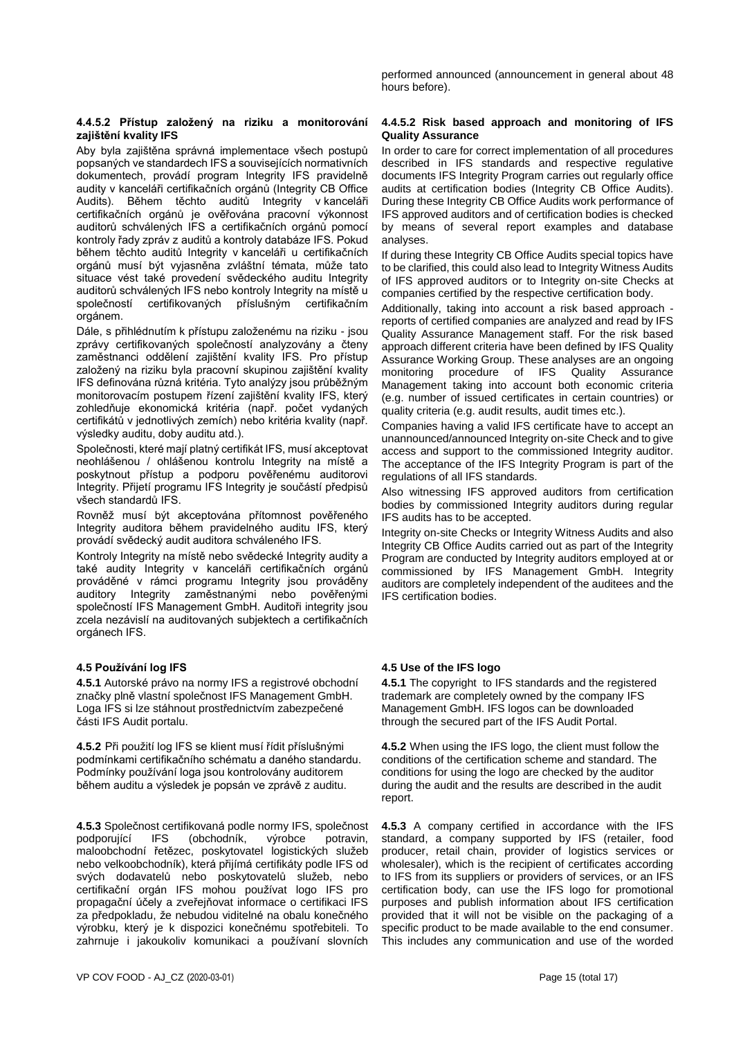performed announced (announcement in general about 48 hours before).

**4.4.5.2 Přístup založený na riziku a monitorování zajištění kvality IFS**

Aby byla zajištěna správná implementace všech postupů popsaných ve standardech IFS a souvisejících normativních dokumentech, provádí program Integrity IFS pravidelně audity v kanceláři certifikačních orgánů (Integrity CB Office Audits). Během těchto auditů Integrity v kanceláři certifikačních orgánů je ověřována pracovní výkonnost auditorů schválených IFS a certifikačních orgánů pomocí kontroly řady zpráv z auditů a kontroly databáze IFS. Pokud během těchto auditů Integrity v kanceláři u certifikačních orgánů musí být vyjasněna zvláštní témata, může tato situace vést také provedení svědeckého auditu Integrity auditorů schválených IFS nebo kontroly Integrity na místě u společností certifikovaných příslušným certifikačním orgánem.

Dále, s přihlédnutím k přístupu založenému na riziku - jsou zprávy certifikovaných společností analyzovány a čteny zaměstnanci oddělení zajištění kvality IFS. Pro přístup založený na riziku byla pracovní skupinou zajištění kvality IFS definována různá kritéria. Tyto analýzy jsou průběžným monitorovacím postupem řízení zajištění kvality IFS, který zohledňuje ekonomická kritéria (např. počet vydaných certifikátů v jednotlivých zemích) nebo kritéria kvality (např. výsledky auditu, doby auditu atd.).

Společnosti, které mají platný certifikát IFS, musí akceptovat neohlášenou / ohlášenou kontrolu Integrity na místě a poskytnout přístup a podporu pověřenému auditorovi Integrity. Přijetí programu IFS Integrity je součástí předpisů všech standardů IFS.

Rovněž musí být akceptována přítomnost pověřeného Integrity auditora během pravidelného auditu IFS, který provádí svědecký audit auditora schváleného IFS.

Kontroly Integrity na místě nebo svědecké Integrity audity a také audity Integrity v kanceláři certifikačních orgánů prováděné v rámci programu Integrity jsou prováděny auditory Integrity zaměstnanými nebo pověřenými společností IFS Management GmbH. Auditoři integrity jsou zcela nezávislí na auditovaných subjektech a certifikačních orgánech IFS.

**4.4.5.2 Risk based approach and monitoring of IFS Quality Assurance**

In order to care for correct implementation of all procedures described in IFS standards and respective regulative documents IFS Integrity Program carries out regularly office audits at certification bodies (Integrity CB Office Audits). During these Integrity CB Office Audits work performance of IFS approved auditors and of certification bodies is checked by means of several report examples and database analyses.

If during these Integrity CB Office Audits special topics have to be clarified, this could also lead to Integrity Witness Audits of IFS approved auditors or to Integrity on-site Checks at companies certified by the respective certification body.

Additionally, taking into account a risk based approach - reports of certified companies are analyzed and read by IFS Quality Assurance Management staff. For the risk based approach different criteria have been defined by IFS Quality Assurance Working Group. These analyses are an ongoing monitoring procedure of IFS Quality Assurance Management taking into account both economic criteria (e.g. number of issued certificates in certain countries) or quality criteria (e.g. audit results, audit times etc.).

Companies having a valid IFS certificate have to accept an unannounced/announced Integrity on-site Check and to give access and support to the commissioned Integrity auditor. The acceptance of the IFS Integrity Program is part of the regulations of all IFS standards.

Also witnessing IFS approved auditors from certification bodies by commissioned Integrity auditors during regular IFS audits has to be accepted.

Integrity on-site Checks or Integrity Witness Audits and also Integrity CB Office Audits carried out as part of the Integrity Program are conducted by Integrity auditors employed at or commissioned by IFS Management GmbH. Integrity auditors are completely independent of the auditees and the IFS certification bodies.

**4.5 Používání log IFS**

**4.5.1** Autorské právo na normy IFS a registrové obchodní značky plně vlastní společnost IFS Management GmbH. Loga IFS si lze stáhnout prostřednictvím zabezpečené části IFS Audit portalu.

**4.5.2** Při použití log IFS se klient musí řídit příslušnými podmínkami certifikačního schématu a daného standardu. Podmínky používání loga jsou kontrolovány auditorem během auditu a výsledek je popsán ve zprávě z auditu.

**4.5.3** Společnost certifikovaná podle normy IFS, společnost podporující IFS (obchodník, výrobce potravin, maloobchodní řetězec, poskytovatel logistických služeb nebo velkoobchodník), která přijímá certifikáty podle IFS od svých dodavatelů nebo poskytovatelů služeb, nebo certifikační orgán IFS mohou používat logo IFS pro propagační účely a zveřejňovat informace o certifikaci IFS za předpokladu, že nebude viditelné na obalu konečného výrobku, který je k dispozici konečnému spotřebiteli. To zahrnuje i jakoukoliv komunikaci a používání slovních

**4.5 Use of the IFS logo**

**4.5.1** The copyright to IFS standards and the registered trademark are completely owned by the company IFS Management GmbH. IFS logos can be downloaded through the secured part of the IFS Audit Portal.

**4.5.2** When using the IFS logo, the client must follow the conditions of the certification scheme and standard. The conditions for using the logo are checked by the auditor during the audit and the results are described in the audit report.

**4.5.3** A company certified in accordance with the IFS standard, a company supported by IFS (retailer, food producer, retail chain, provider of logistics services or wholesaler), which is the recipient of certificates according to IFS from its suppliers or providers of services, or an IFS certification body, can use the IFS logo for promotional purposes and publish information about IFS certification provided that it will not be visible on the packaging of a specific product to be made available to the end consumer. This includes any communication and use of the worded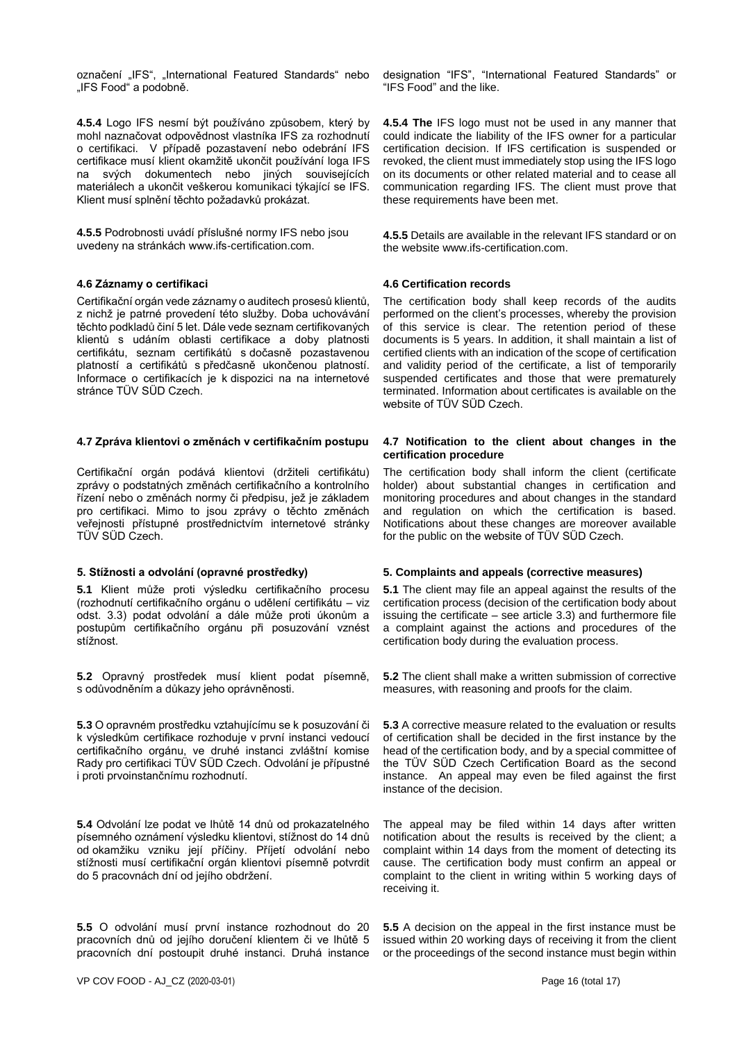označení „IFS“, „International Featured Standards“ nebo „IFS Food“ a podobně.

designation “IFS”, “International Featured Standards” or “IFS Food” and the like.

**4.5.4** Logo IFS nesmí být používáno způsobem, který by mohl naznačovat odpovědnost vlastníka IFS za rozhodnutí o certifikaci. V případě pozastavení nebo odebrání IFS certifikace musí klient okamžitě ukončit používání loga IFS na svých dokumentech nebo jiných souvisejících materiálech a ukončit veškerou komunikaci týkající se IFS. Klient musí splnění těchto požadavků prokázat.

**4.5.4 The** IFS logo must not be used in any manner that could indicate the liability of the IFS owner for a particular certification decision. If IFS certification is suspended or revoked, the client must immediately stop using the IFS logo on its documents or other related material and to cease all communication regarding IFS. The client must prove that these requirements have been met.

**4.5.5** Podrobnosti uvádí příslušné normy IFS nebo jsou uvedeny na stránkách www.ifs-certification.com.

**4.5.5** Details are available in the relevant IFS standard or on the website www.ifs-certification.com.

**4.6 Záznamy o certifikaci**

Certifikační orgán vede záznamy o auditech prosesů klientů, z nichž je patrné provedení této služby. Doba uchovávání těchto podkladů činí 5 let. Dále vede seznam certifikovaných klientů s udáním oblasti certifikace a doby platnosti certifikátu, seznam certifikátů s dočasně pozastavenou platností a certifikátů s předčasně ukončenou platností. Informace o certifikacích je k dispozici na na internetové stránce TÜV SÜD Czech.

**4.6 Certification records**

The certification body shall keep records of the audits performed on the client’s processes, whereby the provision of this service is clear. The retention period of these documents is 5 years. In addition, it shall maintain a list of certified clients with an indication of the scope of certification and validity period of the certificate, a list of temporarily suspended certificates and those that were prematurely terminated. Information about certificates is available on the website of TÜV SÜD Czech.

**4.7 Zpráva klientovi o změnách v certifikačním postupu**

Certifikační orgán podává klientovi (držiteli certifikátu) zprávy o podstatných změnách certifikačního a kontrolního řízení nebo o změnách normy či předpisu, jež je základem pro certifikaci. Mimo to jsou zprávy o těchto změnách veřejnosti přístupné prostřednictvím internetové stránky TÜV SÜD Czech.

**4.7 Notification to the client about changes in the certification procedure**

The certification body shall inform the client (certificate holder) about substantial changes in certification and monitoring procedures and about changes in the standard and regulation on which the certification is based. Notifications about these changes are moreover available for the public on the website of TÜV SÜD Czech.

**5. Stížnosti a odvolání (opravné prostředky)**

**5.1** Klient může proti výsledku certifikačního procesu (rozhodnutí certifikačního orgánu o udělení certifikátu – viz odst. 3.3) podat odvolání a dále může proti úkonům a postupům certifikačního orgánu při posuzování vznést stížnost.

**5. Complaints and appeals (corrective measures)**

**5.1** The client may file an appeal against the results of the certification process (decision of the certification body about issuing the certificate – see article 3.3) and furthermore file a complaint against the actions and procedures of the certification body during the evaluation process.

**5.2** Opravný prostředek musí klient podat písemně, s odůvodněním a důkazy jeho oprávněnosti.

**5.2** The client shall make a written submission of corrective measures, with reasoning and proofs for the claim.

**5.3** O opravném prostředku vztahujícímu se k posuzování či k výsledkům certifikace rozhoduje v první instanci vedoucí certifikačního orgánu, ve druhé instanci zvláštní komise Rady pro certifikaci TÜV SÜD Czech. Odvolání je přípustné i proti prvoinstančnímu rozhodnutí.

**5.3** A corrective measure related to the evaluation or results of certification shall be decided in the first instance by the head of the certification body, and by a special committee of the TÜV SÜD Czech Certification Board as the second instance. An appeal may even be filed against the first instance of the decision.

**5.4** Odvolání lze podat ve lhůtě 14 dnů od prokazatelného písemného oznámení výsledku klientovi, stížnost do 14 dnů od okamžiku vzniku její příčiny. Přijetí odvolání nebo stížnosti musí certifikační orgán klientovi písemně potvrdit do 5 pracovnách dní od jejího obdržení.

The appeal may be filed within 14 days after written notification about the results is received by the client; a complaint within 14 days from the moment of detecting its cause. The certification body must confirm an appeal or complaint to the client in writing within 5 working days of receiving it.

**5.5** O odvolání musí první instance rozhodnout do 20 pracovních dnů od jejího doručení klientem či ve lhůtě 5 pracovních dní postoupit druhé instanci. Druhá instance

**5.5** A decision on the appeal in the first instance must be issued within 20 working days of receiving it from the client or the proceedings of the second instance must begin within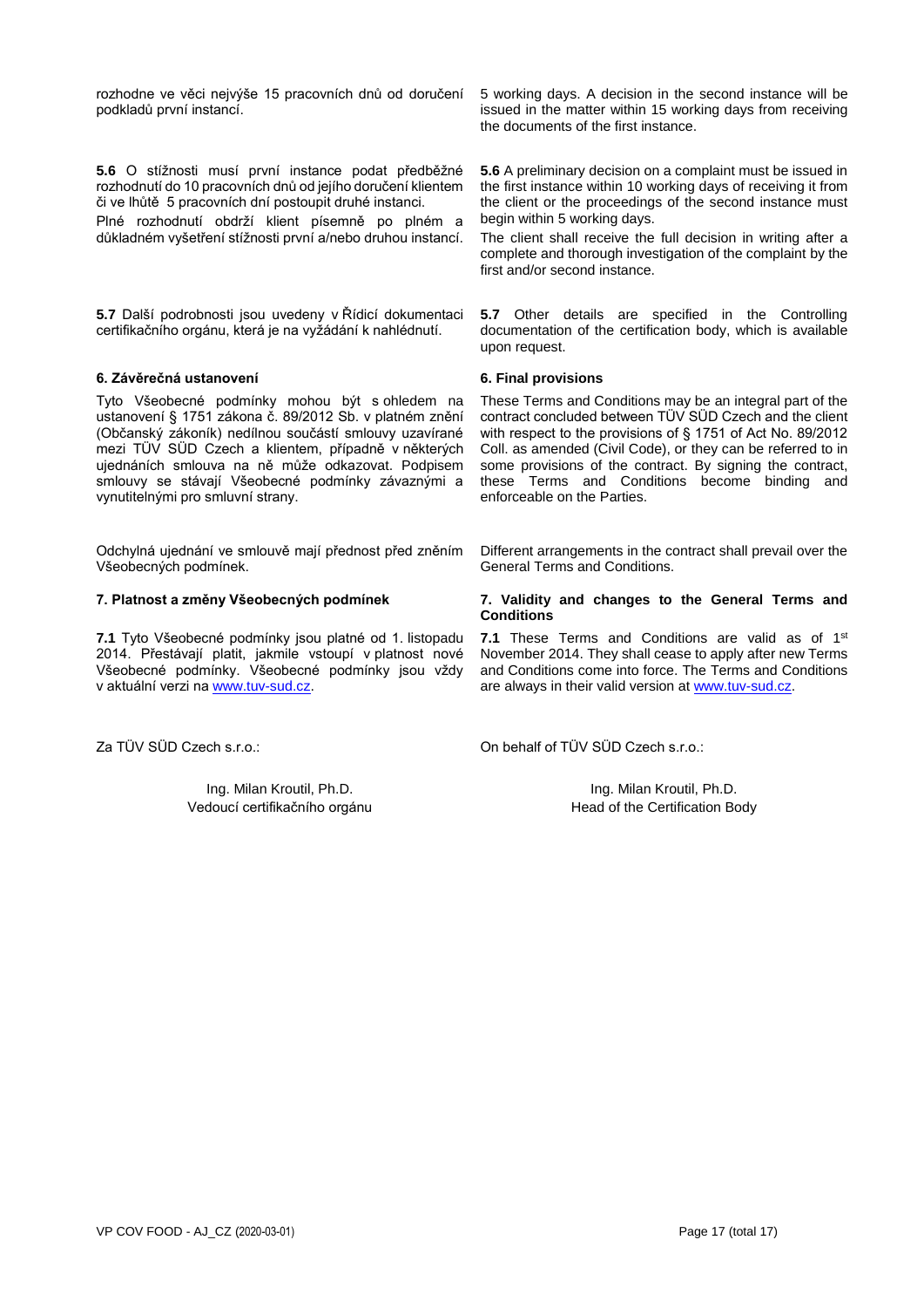rozhodne ve věci nejvýše 15 pracovních dnů od doručení podkladů první instancí.

**5.6** O stížnosti musí první instance podat předběžné rozhodnutí do 10 pracovních dnů od jejího doručení klientem či ve lhůtě 5 pracovních dní postoupit druhé instanci.

Plné rozhodnutí obdrží klient písemně po plném a důkladném vyšetření stížnosti první a/nebo druhou instancí.

**5.7** Další podrobnosti jsou uvedeny v Řídicí dokumentaci certifikačního orgánu, která je na vyžádání k nahlédnutí.

### 6. Závěrečná ustanovení

Tyto Všeobecné podmínky mohou být s ohledem na ustanovení § 1751 zákona č. 89/2012 Sb. v platném znění (Občanský zákoník) nedílnou součástí smlouvy uzavírané mezi TÜV SÜD Czech a klientem, případně v některých ujednáních smlouva na ně může odkazovat. Podpisem smlouvy se stávají Všeobecné podmínky závaznými a vynutitelnými pro smluvní strany.

Odchylná ujednání ve smlouvě mají přednost před zněním Všeobecných podmínek.

### 7. Platnost a změny Všeobecných podmínek

**7.1** Tyto Všeobecné podmínky jsou platné od 1. listopadu 2014. Přestávají platit, jakmile vstoupí v platnost nové Všeobecné podmínky. Všeobecné podmínky jsou vždy v aktuální verzi na www.tuv-sud.cz.

Za TÜV SÜD Czech s.r.o.:

Ing. Milan Kroutil, Ph.D.
Vedoucí certifikačního orgánu

---

5 working days. A decision in the second instance will be issued in the matter within 15 working days from receiving the documents of the first instance.

**5.6** A preliminary decision on a complaint must be issued in the first instance within 10 working days of receiving it from the client or the proceedings of the second instance must begin within 5 working days.

The client shall receive the full decision in writing after a complete and thorough investigation of the complaint by the first and/or second instance.

**5.7** Other details are specified in the Controlling documentation of the certification body, which is available upon request.

### 6. Final provisions

These Terms and Conditions may be an integral part of the contract concluded between TÜV SÜD Czech and the client with respect to the provisions of § 1751 of Act No. 89/2012 Coll. as amended (Civil Code), or they can be referred to in some provisions of the contract. By signing the contract, these Terms and Conditions become binding and enforceable on the Parties.

Different arrangements in the contract shall prevail over the General Terms and Conditions.

### 7. Validity and changes to the General Terms and Conditions

**7.1** These Terms and Conditions are valid as of 1st November 2014. They shall cease to apply after new Terms and Conditions come into force. The Terms and Conditions are always in their valid version at www.tuv-sud.cz.

On behalf of TÜV SÜD Czech s.r.o.:

Ing. Milan Kroutil, Ph.D.
Head of the Certification Body